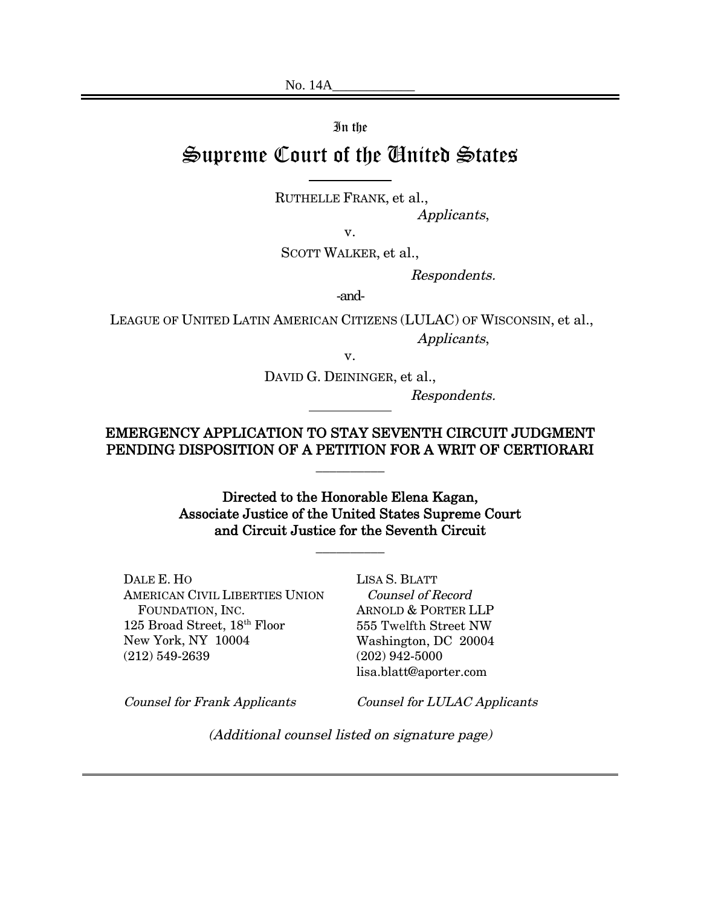No. 14A____________

In the

# Supreme Court of the United States

RUTHELLE FRANK, et al.,

*Applicants*,

v.

SCOTT WALKER, et al.,

*Respondents.*

-and-

LEAGUE OF UNITED LATIN AMERICAN CITIZENS (LULAC) OF WISCONSIN, et al.,

*Applicants*,

v.

DAVID G. DEININGER, et al.,

*Respondents.*

## EMERGENCY APPLICATION TO STAY SEVENTH CIRCUIT JUDGMENT PENDING DISPOSITION OF A PETITION FOR A WRIT OF CERTIORARI

**Directed to the Honorable Elena Kagan,
Associate Justice of the United States Supreme Court
and Circuit Justice for the Seventh Circuit**

DALE E. HO
AMERICAN CIVIL LIBERTIES UNION
FOUNDATION, INC.
125 Broad Street, 18th Floor
New York, NY 10004
(212) 549-2639

*Counsel for Frank Applicants*

LISA S. BLATT
*Counsel of Record*
ARNOLD & PORTER LLP
555 Twelfth Street NW
Washington, DC 20004
(202) 942-5000
lisa.blatt@aporter.com

*Counsel for LULAC Applicants*

*(Additional counsel listed on signature page)*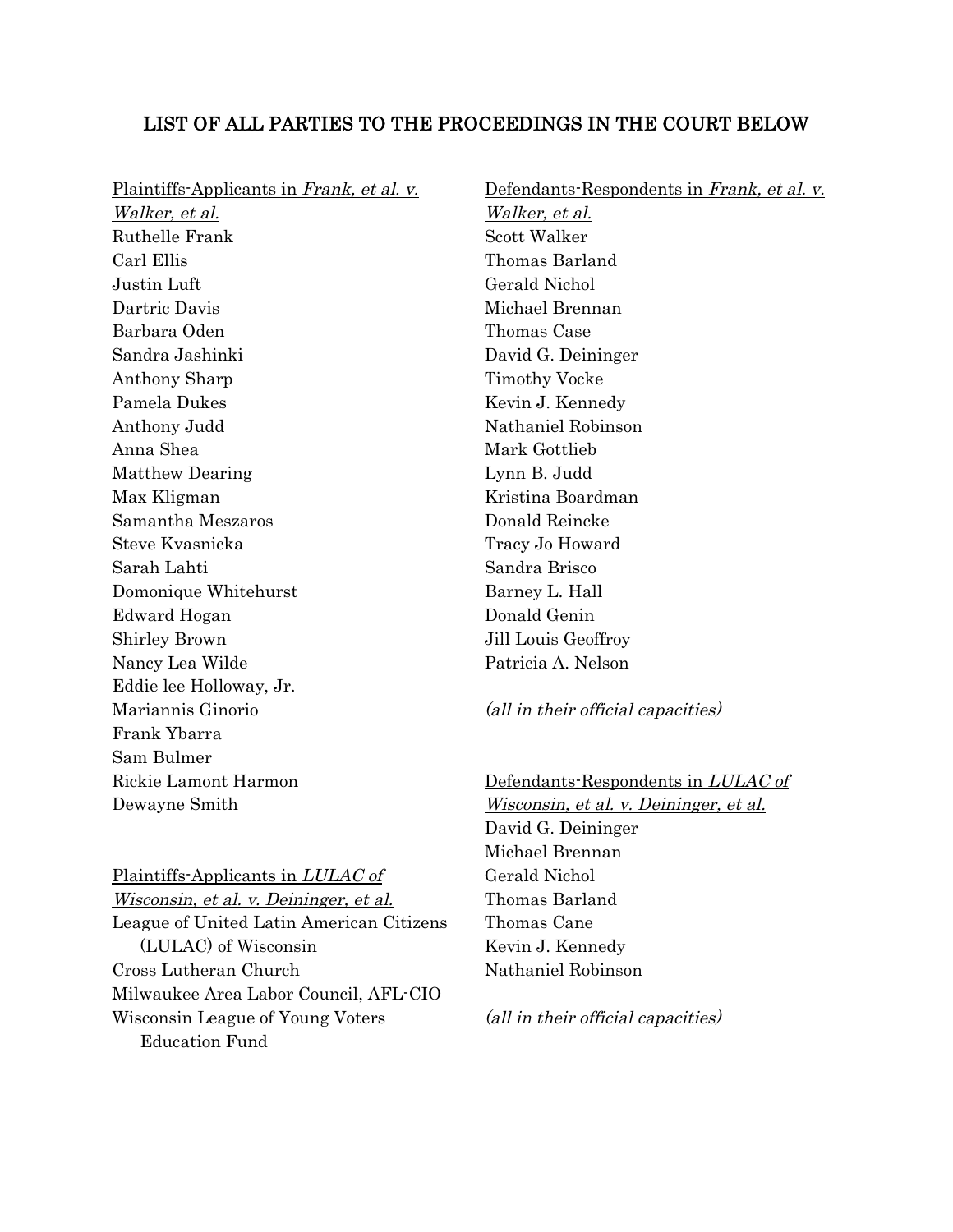## LIST OF ALL PARTIES TO THE PROCEEDINGS IN THE COURT BELOW

Plaintiffs-Applicants in *Frank, et al. v. Walker, et al.*

Ruthelle Frank
Carl Ellis
Justin Luft
Dartric Davis
Barbara Oden
Sandra Jashinki
Anthony Sharp
Pamela Dukes
Anthony Judd
Anna Shea
Matthew Dearing
Max Kligman
Samantha Meszaros
Steve Kvasnicka
Sarah Lahti
Domonique Whitehurst
Edward Hogan
Shirley Brown
Nancy Lea Wilde
Eddie lee Holloway, Jr.
Mariannis Ginorio
Frank Ybarra
Sam Bulmer
Rickie Lamont Harmon
Dewayne Smith

Plaintiffs-Applicants in *LULAC of Wisconsin, et al. v. Deininger, et al.*

League of United Latin American Citizens (LULAC) of Wisconsin
Cross Lutheran Church
Milwaukee Area Labor Council, AFL-CIO
Wisconsin League of Young Voters Education Fund

Defendants-Respondents in *Frank, et al. v. Walker, et al.*

Scott Walker
Thomas Barland
Gerald Nichol
Michael Brennan
Thomas Case
David G. Deininger
Timothy Vocke
Kevin J. Kennedy
Nathaniel Robinson
Mark Gottlieb
Lynn B. Judd
Kristina Boardman
Donald Reincke
Tracy Jo Howard
Sandra Brisco
Barney L. Hall
Donald Genin
Jill Louis Geoffroy
Patricia A. Nelson

*(all in their official capacities)*

Defendants-Respondents in *LULAC of Wisconsin, et al. v. Deininger, et al.*

David G. Deininger
Michael Brennan
Gerald Nichol
Thomas Barland
Thomas Cane
Kevin J. Kennedy
Nathaniel Robinson

*(all in their official capacities)*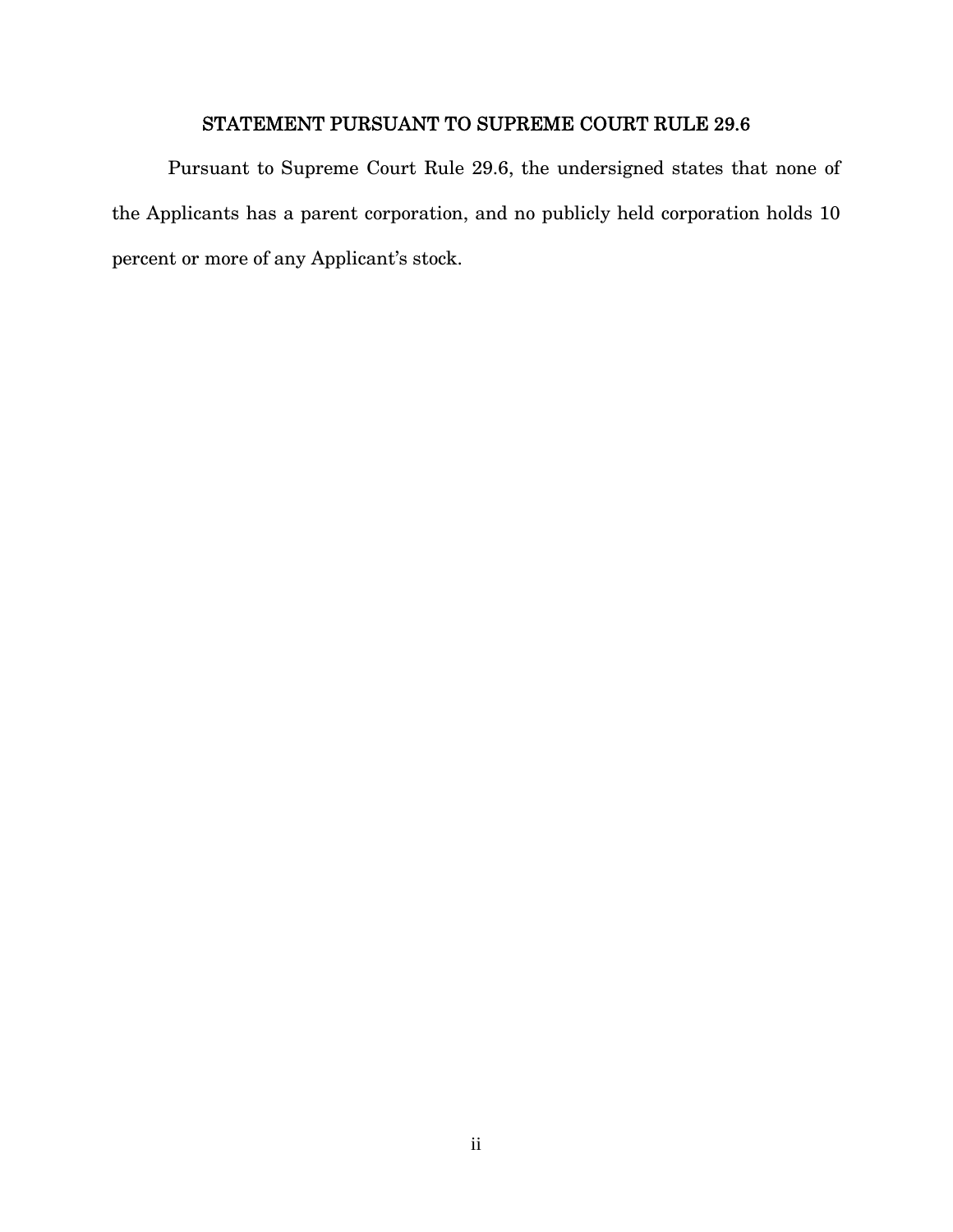## STATEMENT PURSUANT TO SUPREME COURT RULE 29.6

Pursuant to Supreme Court Rule 29.6, the undersigned states that none of the Applicants has a parent corporation, and no publicly held corporation holds 10 percent or more of any Applicant's stock.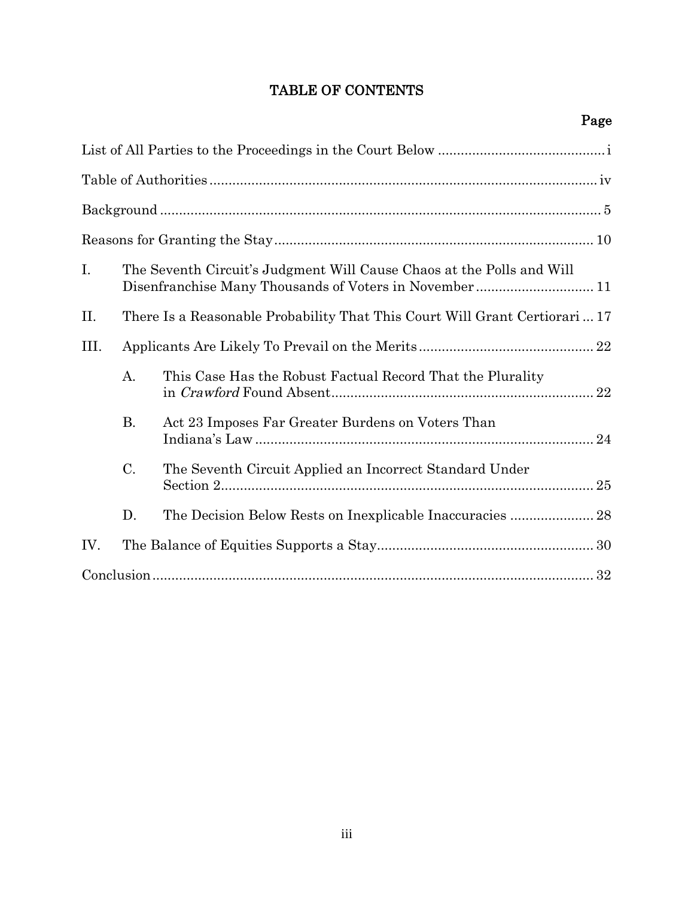# TABLE OF CONTENTS

| | | Page |
|---|---|---|
| List of All Parties to the Proceedings in the Court Below | | i |
| Table of Authorities | | iv |
| Background | | 5 |
| Reasons for Granting the Stay | | 10 |
| I. | The Seventh Circuit's Judgment Will Cause Chaos at the Polls and Will Disenfranchise Many Thousands of Voters in November | 11 |
| II. | There Is a Reasonable Probability That This Court Will Grant Certiorari | 17 |
| III. | Applicants Are Likely To Prevail on the Merits | 22 |
| | A. This Case Has the Robust Factual Record That the Plurality in *Crawford* Found Absent | 22 |
| | B. Act 23 Imposes Far Greater Burdens on Voters Than Indiana's Law | 24 |
| | C. The Seventh Circuit Applied an Incorrect Standard Under Section 2 | 25 |
| | D. The Decision Below Rests on Inexplicable Inaccuracies | 28 |
| IV. | The Balance of Equities Supports a Stay | 30 |
| Conclusion | | 32 |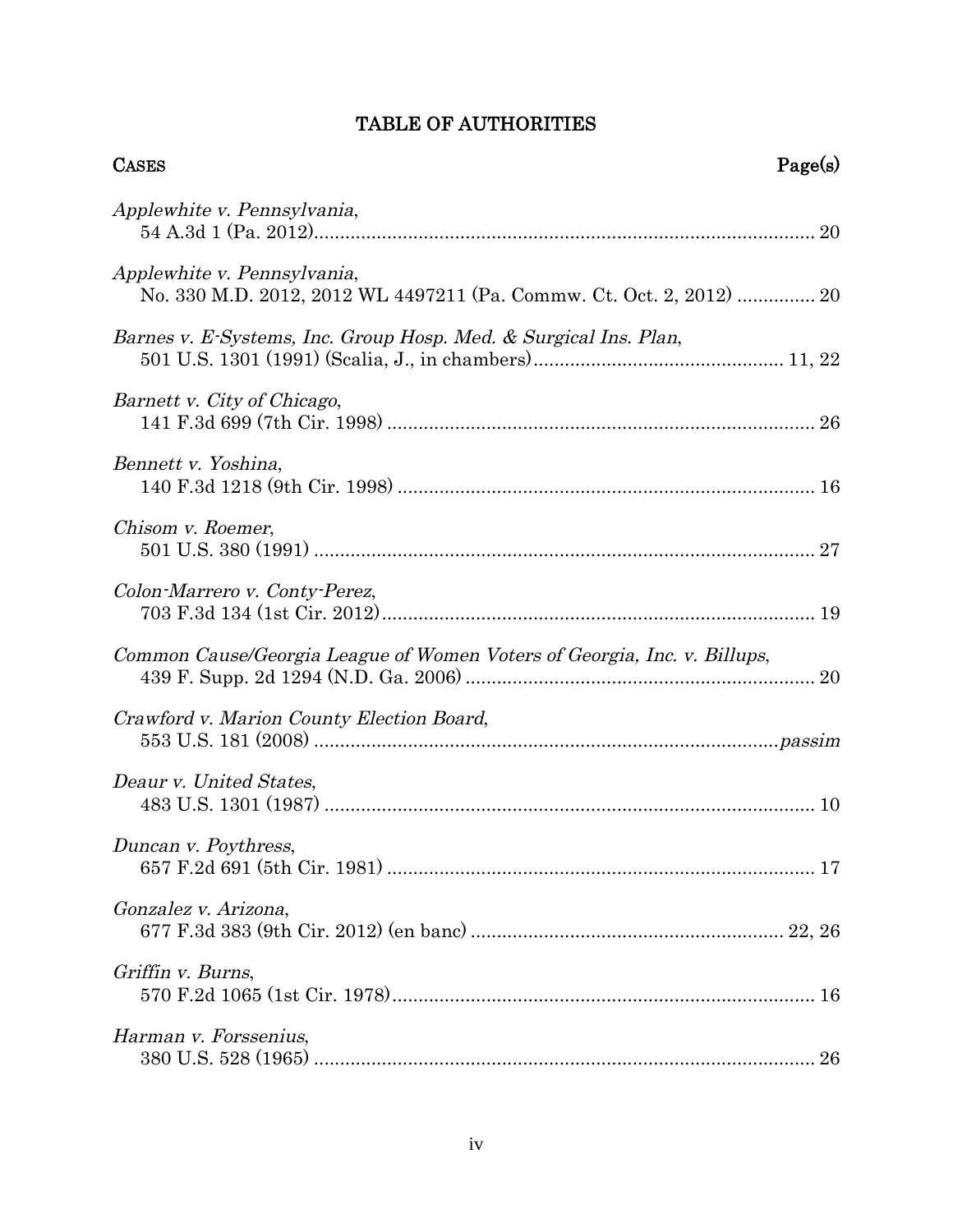# TABLE OF AUTHORITIES

**CASES** **Page(s)**

*Applewhite v. Pennsylvania*,
54 A.3d 1 (Pa. 2012) ............................................................................................ 20

*Applewhite v. Pennsylvania*,
No. 330 M.D. 2012, 2012 WL 4497211 (Pa. Commw. Ct. Oct. 2, 2012) .............. 20

*Barnes v. E-Systems, Inc. Group Hosp. Med. & Surgical Ins. Plan*,
501 U.S. 1301 (1991) (Scalia, J., in chambers) ............................................... 11, 22

*Barnett v. City of Chicago*,
141 F.3d 699 (7th Cir. 1998) ................................................................................ 26

*Bennett v. Yoshina*,
140 F.3d 1218 (9th Cir. 1998) .............................................................................. 16

*Chisom v. Roemer*,
501 U.S. 380 (1991) .............................................................................................. 27

*Colon-Marrero v. Conty-Perez*,
703 F.3d 134 (1st Cir. 2012) ................................................................................. 19

*Common Cause/Georgia League of Women Voters of Georgia, Inc. v. Billups*,
439 F. Supp. 2d 1294 (N.D. Ga. 2006) ................................................................. 20

*Crawford v. Marion County Election Board*,
553 U.S. 181 (2008) ......................................................................................... *passim*

*Deaur v. United States*,
483 U.S. 1301 (1987) ............................................................................................ 10

*Duncan v. Poythress*,
657 F.2d 691 (5th Cir. 1981) ................................................................................ 17

*Gonzalez v. Arizona*,
677 F.3d 383 (9th Cir. 2012) (en banc) .......................................................... 22, 26

*Griffin v. Burns*,
570 F.2d 1065 (1st Cir. 1978) ............................................................................... 16

*Harman v. Forssenius*,
380 U.S. 528 (1965) .............................................................................................. 26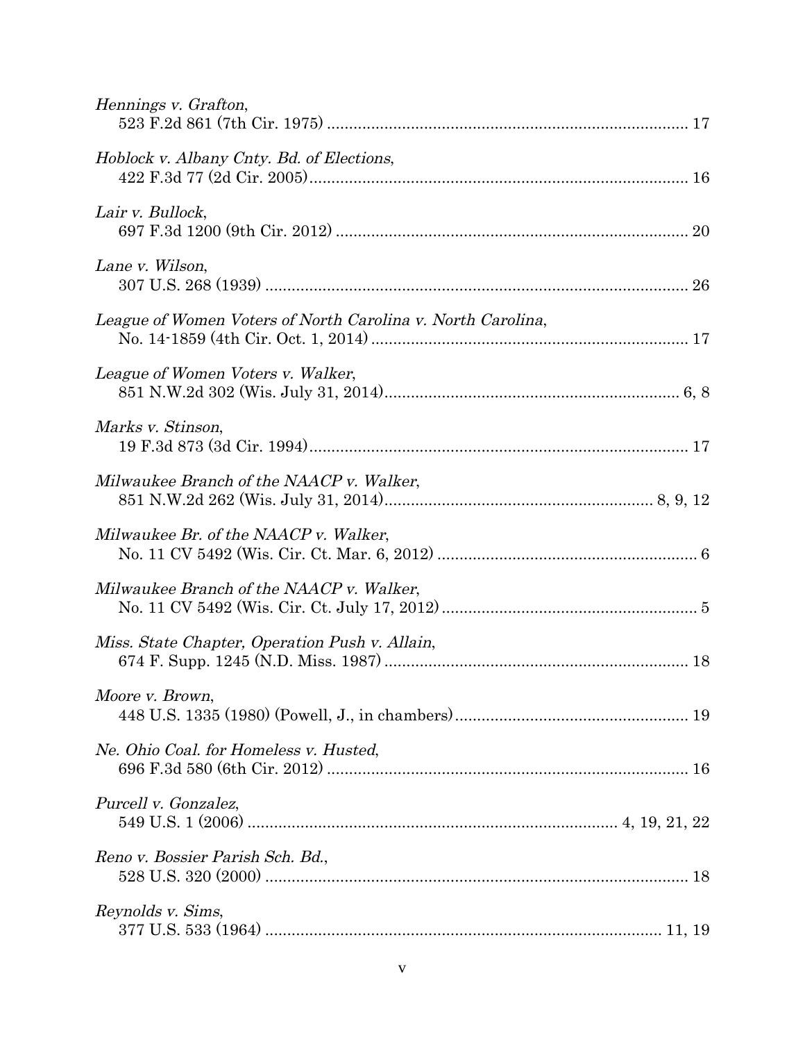*Hennings v. Grafton*,
523 F.2d 861 (7th Cir. 1975) ................................................................................. 17

*Hoblock v. Albany Cnty. Bd. of Elections*,
422 F.3d 77 (2d Cir. 2005)..................................................................................... 16

*Lair v. Bullock*,
697 F.3d 1200 (9th Cir. 2012) ............................................................................... 20

*Lane v. Wilson*,
307 U.S. 268 (1939) ............................................................................................... 26

*League of Women Voters of North Carolina v. North Carolina*,
No. 14-1859 (4th Cir. Oct. 1, 2014) ....................................................................... 17

*League of Women Voters v. Walker*,
851 N.W.2d 302 (Wis. July 31, 2014)................................................................... 6, 8

*Marks v. Stinson*,
19 F.3d 873 (3d Cir. 1994)..................................................................................... 17

*Milwaukee Branch of the NAACP v. Walker*,
851 N.W.2d 262 (Wis. July 31, 2014)............................................................ 8, 9, 12

*Milwaukee Br. of the NAACP v. Walker*,
No. 11 CV 5492 (Wis. Cir. Ct. Mar. 6, 2012) .......................................................... 6

*Milwaukee Branch of the NAACP v. Walker*,
No. 11 CV 5492 (Wis. Cir. Ct. July 17, 2012) ......................................................... 5

*Miss. State Chapter, Operation Push v. Allain*,
674 F. Supp. 1245 (N.D. Miss. 1987) .................................................................... 18

*Moore v. Brown*,
448 U.S. 1335 (1980) (Powell, J., in chambers).................................................... 19

*Ne. Ohio Coal. for Homeless v. Husted*,
696 F.3d 580 (6th Cir. 2012) ................................................................................. 16

*Purcell v. Gonzalez*,
549 U.S. 1 (2006) ................................................................................... 4, 19, 21, 22

*Reno v. Bossier Parish Sch. Bd.*,
528 U.S. 320 (2000) ............................................................................................... 18

*Reynolds v. Sims*,
377 U.S. 533 (1964) .......................................................................................... 11, 19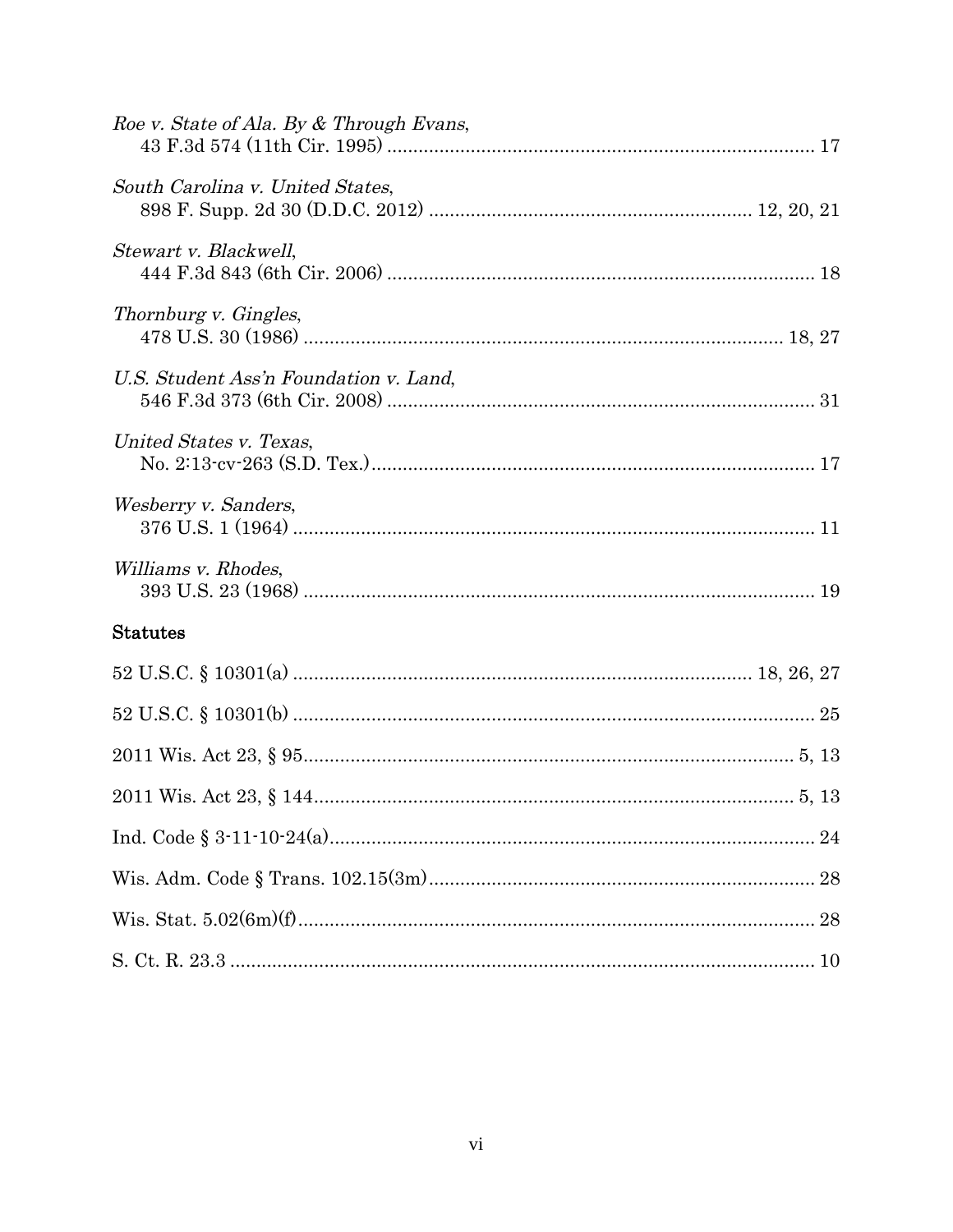*Roe v. State of Ala. By & Through Evans*,
43 F.3d 574 (11th Cir. 1995) .................................................................................. 17

*South Carolina v. United States*,
898 F. Supp. 2d 30 (D.D.C. 2012) ............................................................ 12, 20, 21

*Stewart v. Blackwell*,
444 F.3d 843 (6th Cir. 2006) .................................................................................. 18

*Thornburg v. Gingles*,
478 U.S. 30 (1986) ............................................................................................ 18, 27

*U.S. Student Ass'n Foundation v. Land*,
546 F.3d 373 (6th Cir. 2008) .................................................................................. 31

*United States v. Texas*,
No. 2:13-cv-263 (S.D. Tex.)..................................................................................... 17

*Wesberry v. Sanders*,
376 U.S. 1 (1964) .................................................................................................... 11

*Williams v. Rhodes*,
393 U.S. 23 (1968) .................................................................................................. 19

## Statutes

52 U.S.C. § 10301(a) ...................................................................................... 18, 26, 27

52 U.S.C. § 10301(b) .................................................................................................... 25

2011 Wis. Act 23, § 95............................................................................................... 5, 13

2011 Wis. Act 23, § 144............................................................................................. 5, 13

Ind. Code § 3-11-10-24(a)............................................................................................ 24

Wis. Adm. Code § Trans. 102.15(3m).......................................................................... 28

Wis. Stat. 5.02(6m)(f).................................................................................................. 28

S. Ct. R. 23.3 ................................................................................................................ 10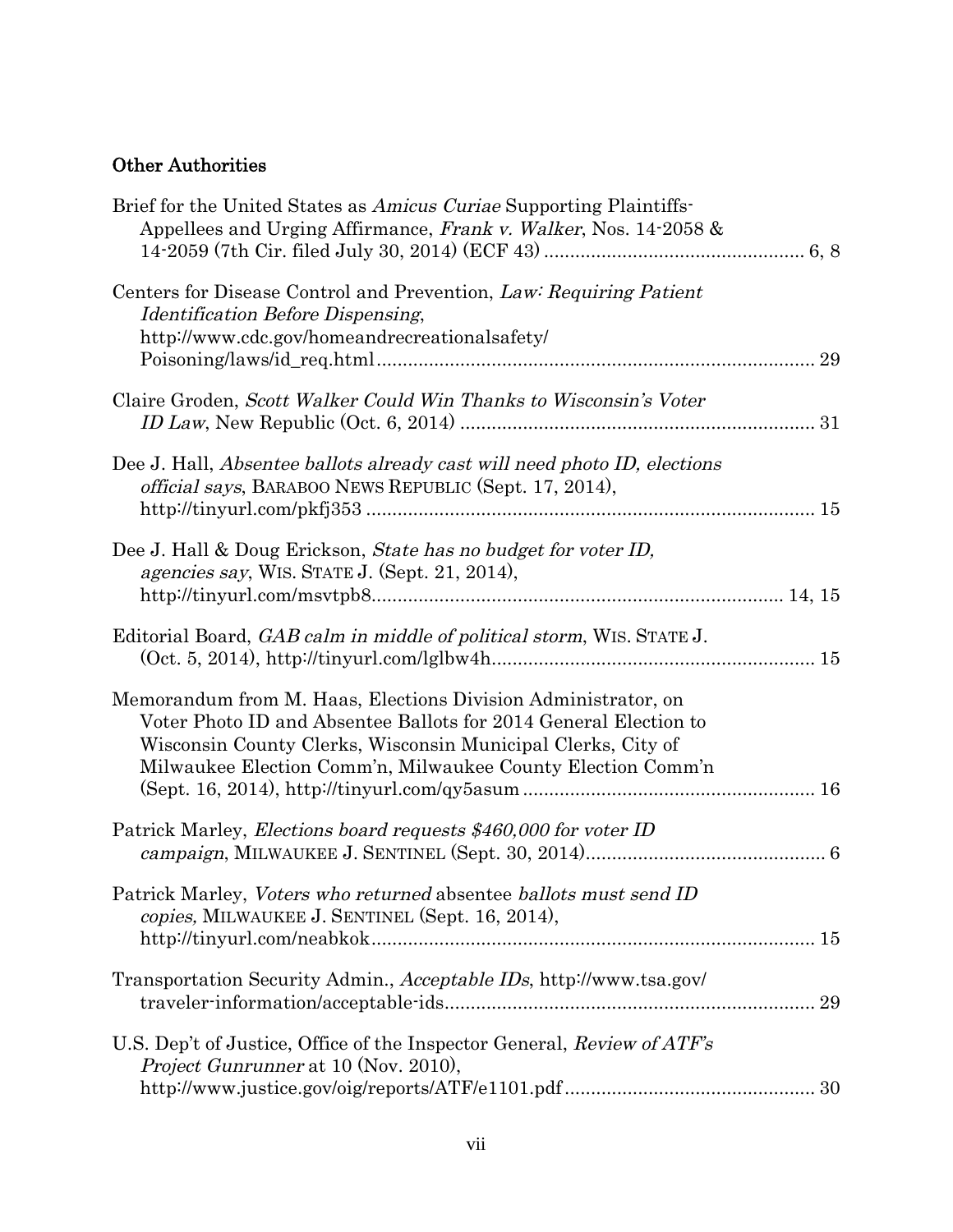### Other Authorities

Brief for the United States as *Amicus Curiae* Supporting Plaintiffs-Appellees and Urging Affirmance, *Frank v. Walker*, Nos. 14-2058 & 14-2059 (7th Cir. filed July 30, 2014) (ECF 43) ..... 6, 8

Centers for Disease Control and Prevention, *Law: Requiring Patient Identification Before Dispensing*, http://www.cdc.gov/homeandrecreationalsafety/Poisoning/laws/id_req.html ..... 29

Claire Groden, *Scott Walker Could Win Thanks to Wisconsin's Voter ID Law*, New Republic (Oct. 6, 2014) ..... 31

Dee J. Hall, *Absentee ballots already cast will need photo ID, elections official says*, BARABOO NEWS REPUBLIC (Sept. 17, 2014), http://tinyurl.com/pkfj353 ..... 15

Dee J. Hall & Doug Erickson, *State has no budget for voter ID, agencies say*, WIS. STATE J. (Sept. 21, 2014), http://tinyurl.com/msvtpb8 ..... 14, 15

Editorial Board, *GAB calm in middle of political storm*, WIS. STATE J. (Oct. 5, 2014), http://tinyurl.com/lglbw4h ..... 15

Memorandum from M. Haas, Elections Division Administrator, on Voter Photo ID and Absentee Ballots for 2014 General Election to Wisconsin County Clerks, Wisconsin Municipal Clerks, City of Milwaukee Election Comm'n, Milwaukee County Election Comm'n (Sept. 16, 2014), http://tinyurl.com/qy5asum ..... 16

Patrick Marley, *Elections board requests $460,000 for voter ID campaign*, MILWAUKEE J. SENTINEL (Sept. 30, 2014) ..... 6

Patrick Marley, *Voters who returned* absentee *ballots must send ID copies,* MILWAUKEE J. SENTINEL (Sept. 16, 2014), http://tinyurl.com/neabkok ..... 15

Transportation Security Admin., *Acceptable IDs*, http://www.tsa.gov/traveler-information/acceptable-ids ..... 29

U.S. Dep't of Justice, Office of the Inspector General, *Review of ATF's Project Gunrunner* at 10 (Nov. 2010), http://www.justice.gov/oig/reports/ATF/e1101.pdf ..... 30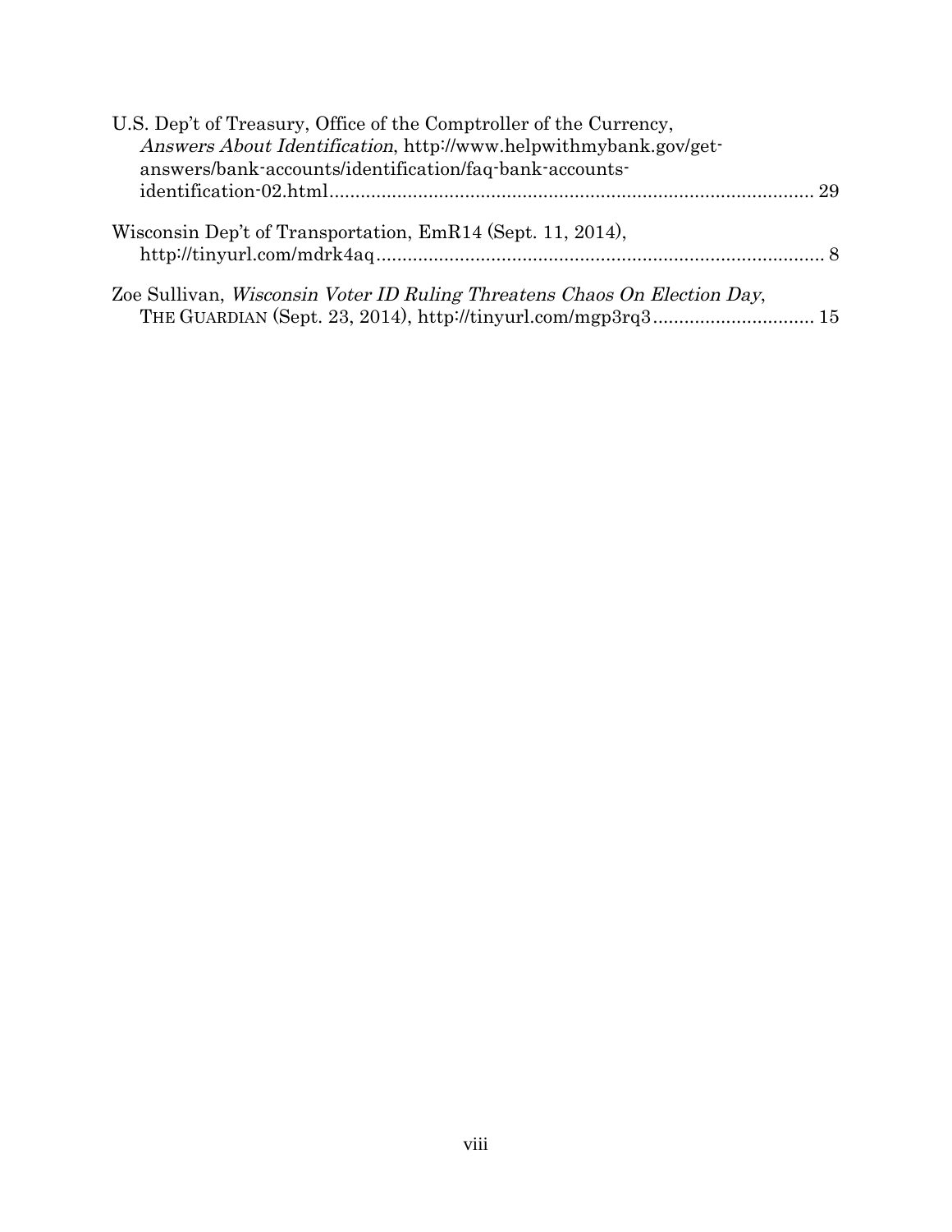U.S. Dep't of Treasury, Office of the Comptroller of the Currency, *Answers About Identification*, http://www.helpwithmybank.gov/get-answers/bank-accounts/identification/faq-bank-accounts-identification-02.html............................................................................................ 29

Wisconsin Dep't of Transportation, EmR14 (Sept. 11, 2014), http://tinyurl.com/mdrk4aq...................................................................................... 8

Zoe Sullivan, *Wisconsin Voter ID Ruling Threatens Chaos On Election Day*, THE GUARDIAN (Sept. 23, 2014), http://tinyurl.com/mgp3rq3............................... 15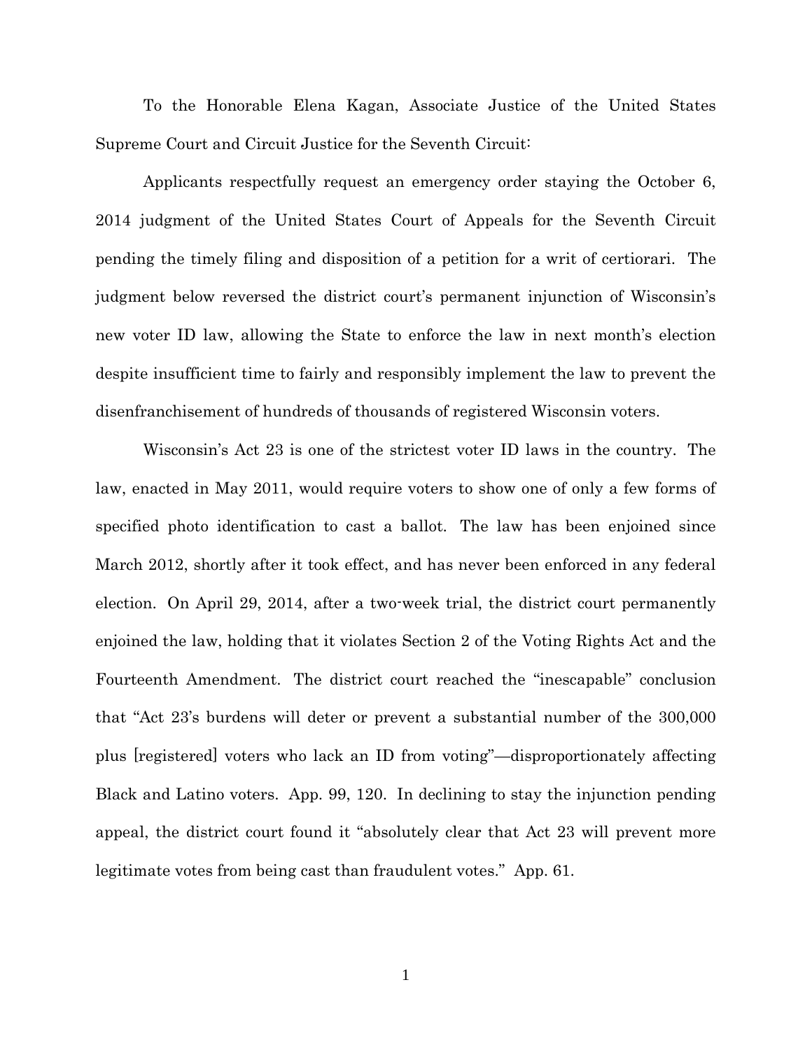To the Honorable Elena Kagan, Associate Justice of the United States Supreme Court and Circuit Justice for the Seventh Circuit:

Applicants respectfully request an emergency order staying the October 6, 2014 judgment of the United States Court of Appeals for the Seventh Circuit pending the timely filing and disposition of a petition for a writ of certiorari. The judgment below reversed the district court's permanent injunction of Wisconsin's new voter ID law, allowing the State to enforce the law in next month's election despite insufficient time to fairly and responsibly implement the law to prevent the disenfranchisement of hundreds of thousands of registered Wisconsin voters.

Wisconsin's Act 23 is one of the strictest voter ID laws in the country. The law, enacted in May 2011, would require voters to show one of only a few forms of specified photo identification to cast a ballot. The law has been enjoined since March 2012, shortly after it took effect, and has never been enforced in any federal election. On April 29, 2014, after a two-week trial, the district court permanently enjoined the law, holding that it violates Section 2 of the Voting Rights Act and the Fourteenth Amendment. The district court reached the "inescapable" conclusion that "Act 23's burdens will deter or prevent a substantial number of the 300,000 plus [registered] voters who lack an ID from voting"—disproportionately affecting Black and Latino voters. App. 99, 120. In declining to stay the injunction pending appeal, the district court found it "absolutely clear that Act 23 will prevent more legitimate votes from being cast than fraudulent votes." App. 61.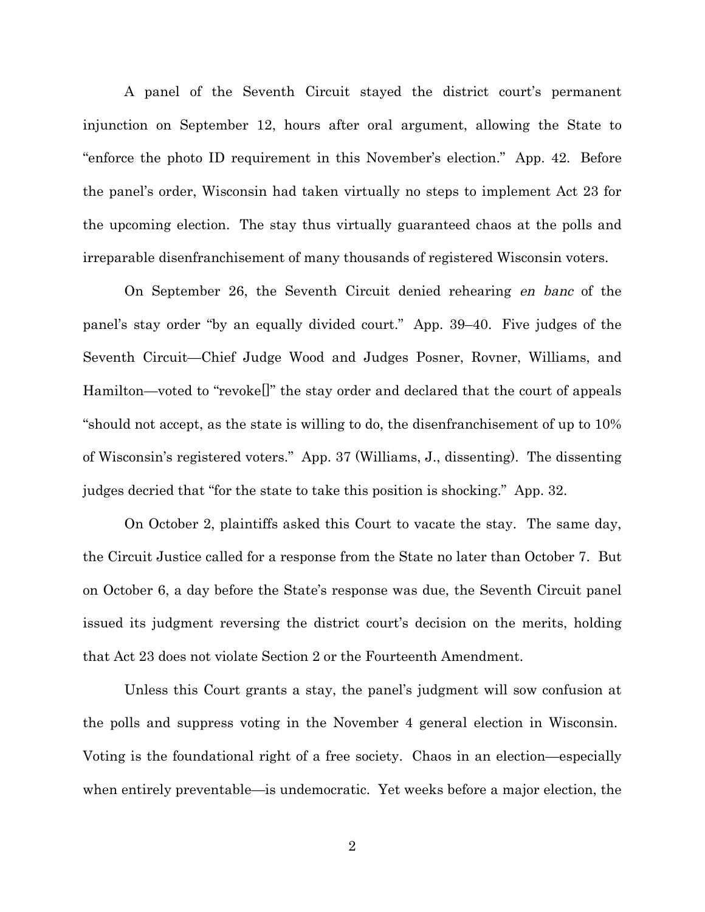A panel of the Seventh Circuit stayed the district court's permanent injunction on September 12, hours after oral argument, allowing the State to "enforce the photo ID requirement in this November's election." App. 42. Before the panel's order, Wisconsin had taken virtually no steps to implement Act 23 for the upcoming election. The stay thus virtually guaranteed chaos at the polls and irreparable disenfranchisement of many thousands of registered Wisconsin voters.

On September 26, the Seventh Circuit denied rehearing *en banc* of the panel's stay order "by an equally divided court." App. 39–40. Five judges of the Seventh Circuit—Chief Judge Wood and Judges Posner, Rovner, Williams, and Hamilton—voted to "revoke[]" the stay order and declared that the court of appeals "should not accept, as the state is willing to do, the disenfranchisement of up to 10% of Wisconsin's registered voters." App. 37 (Williams, J., dissenting). The dissenting judges decried that "for the state to take this position is shocking." App. 32.

On October 2, plaintiffs asked this Court to vacate the stay. The same day, the Circuit Justice called for a response from the State no later than October 7. But on October 6, a day before the State's response was due, the Seventh Circuit panel issued its judgment reversing the district court's decision on the merits, holding that Act 23 does not violate Section 2 or the Fourteenth Amendment.

Unless this Court grants a stay, the panel's judgment will sow confusion at the polls and suppress voting in the November 4 general election in Wisconsin. Voting is the foundational right of a free society. Chaos in an election—especially when entirely preventable—is undemocratic. Yet weeks before a major election, the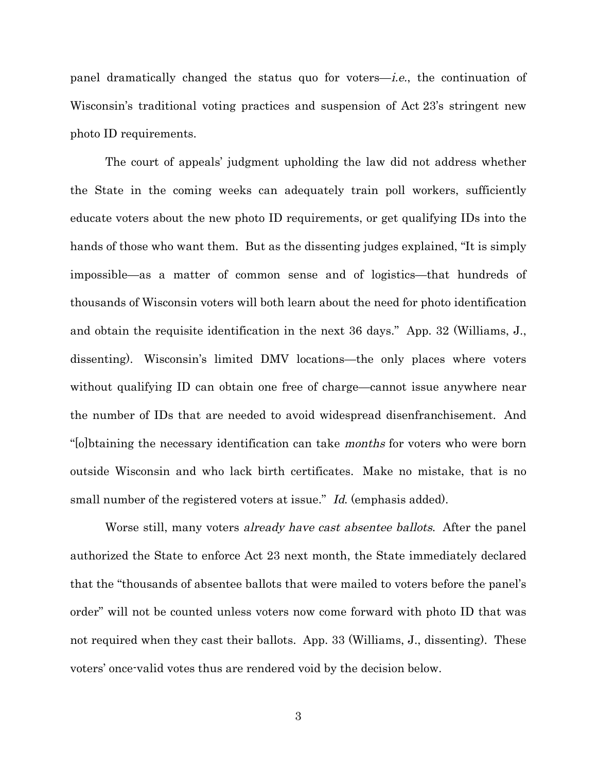panel dramatically changed the status quo for voters—*i.e.*, the continuation of Wisconsin's traditional voting practices and suspension of Act 23's stringent new photo ID requirements.

The court of appeals' judgment upholding the law did not address whether the State in the coming weeks can adequately train poll workers, sufficiently educate voters about the new photo ID requirements, or get qualifying IDs into the hands of those who want them. But as the dissenting judges explained, "It is simply impossible—as a matter of common sense and of logistics—that hundreds of thousands of Wisconsin voters will both learn about the need for photo identification and obtain the requisite identification in the next 36 days." App. 32 (Williams, J., dissenting). Wisconsin's limited DMV locations—the only places where voters without qualifying ID can obtain one free of charge—cannot issue anywhere near the number of IDs that are needed to avoid widespread disenfranchisement. And "[o]btaining the necessary identification can take *months* for voters who were born outside Wisconsin and who lack birth certificates. Make no mistake, that is no small number of the registered voters at issue." *Id.* (emphasis added).

Worse still, many voters *already have cast absentee ballots*. After the panel authorized the State to enforce Act 23 next month, the State immediately declared that the "thousands of absentee ballots that were mailed to voters before the panel's order" will not be counted unless voters now come forward with photo ID that was not required when they cast their ballots. App. 33 (Williams, J., dissenting). These voters' once-valid votes thus are rendered void by the decision below.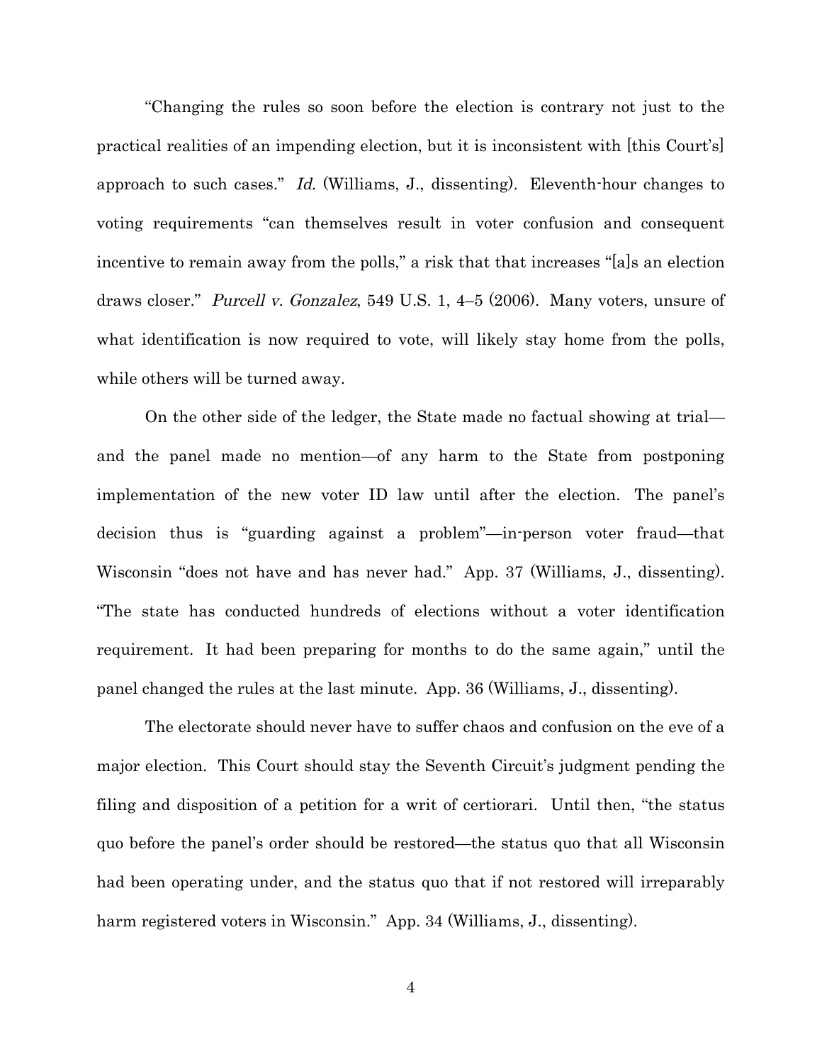"Changing the rules so soon before the election is contrary not just to the practical realities of an impending election, but it is inconsistent with [this Court's] approach to such cases." *Id.* (Williams, J., dissenting). Eleventh-hour changes to voting requirements "can themselves result in voter confusion and consequent incentive to remain away from the polls," a risk that that increases "[a]s an election draws closer." *Purcell v. Gonzalez*, 549 U.S. 1, 4–5 (2006). Many voters, unsure of what identification is now required to vote, will likely stay home from the polls, while others will be turned away.

On the other side of the ledger, the State made no factual showing at trial—and the panel made no mention—of any harm to the State from postponing implementation of the new voter ID law until after the election. The panel's decision thus is "guarding against a problem"—in-person voter fraud—that Wisconsin "does not have and has never had." App. 37 (Williams, J., dissenting). "The state has conducted hundreds of elections without a voter identification requirement. It had been preparing for months to do the same again," until the panel changed the rules at the last minute. App. 36 (Williams, J., dissenting).

The electorate should never have to suffer chaos and confusion on the eve of a major election. This Court should stay the Seventh Circuit's judgment pending the filing and disposition of a petition for a writ of certiorari. Until then, "the status quo before the panel's order should be restored—the status quo that all Wisconsin had been operating under, and the status quo that if not restored will irreparably harm registered voters in Wisconsin." App. 34 (Williams, J., dissenting).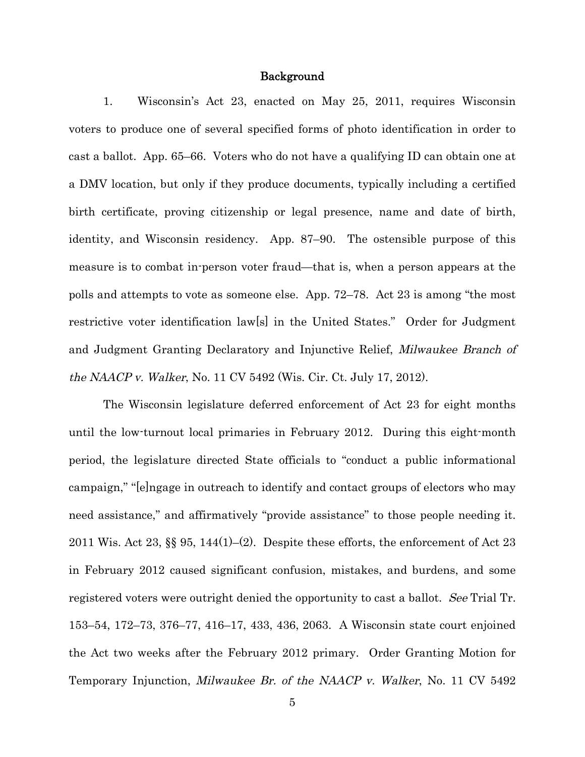## Background

1. Wisconsin's Act 23, enacted on May 25, 2011, requires Wisconsin voters to produce one of several specified forms of photo identification in order to cast a ballot. App. 65–66. Voters who do not have a qualifying ID can obtain one at a DMV location, but only if they produce documents, typically including a certified birth certificate, proving citizenship or legal presence, name and date of birth, identity, and Wisconsin residency. App. 87–90. The ostensible purpose of this measure is to combat in-person voter fraud—that is, when a person appears at the polls and attempts to vote as someone else. App. 72–78. Act 23 is among "the most restrictive voter identification law[s] in the United States." Order for Judgment and Judgment Granting Declaratory and Injunctive Relief, *Milwaukee Branch of the NAACP v. Walker*, No. 11 CV 5492 (Wis. Cir. Ct. July 17, 2012).

The Wisconsin legislature deferred enforcement of Act 23 for eight months until the low-turnout local primaries in February 2012. During this eight-month period, the legislature directed State officials to "conduct a public informational campaign," "[e]ngage in outreach to identify and contact groups of electors who may need assistance," and affirmatively "provide assistance" to those people needing it. 2011 Wis. Act 23, §§ 95, 144(1)–(2). Despite these efforts, the enforcement of Act 23 in February 2012 caused significant confusion, mistakes, and burdens, and some registered voters were outright denied the opportunity to cast a ballot. *See* Trial Tr. 153–54, 172–73, 376–77, 416–17, 433, 436, 2063. A Wisconsin state court enjoined the Act two weeks after the February 2012 primary. Order Granting Motion for Temporary Injunction, *Milwaukee Br. of the NAACP v. Walker*, No. 11 CV 5492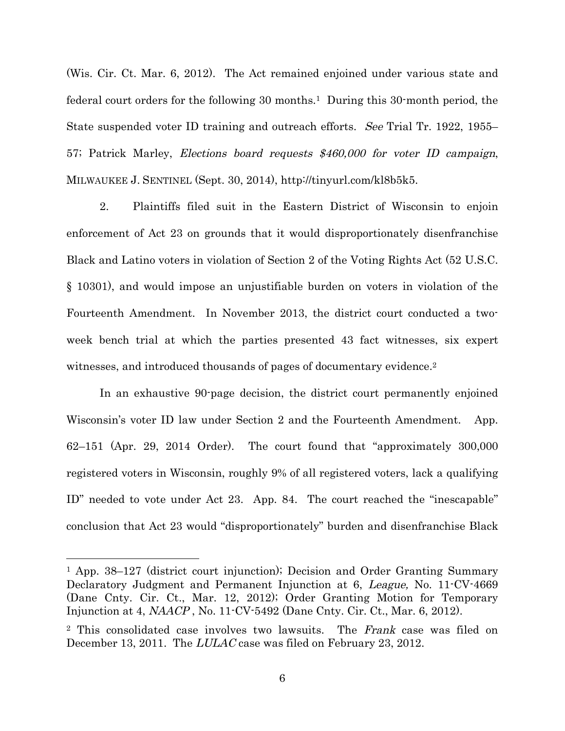(Wis. Cir. Ct. Mar. 6, 2012). The Act remained enjoined under various state and federal court orders for the following 30 months.[1] During this 30-month period, the State suspended voter ID training and outreach efforts. *See* Trial Tr. 1922, 1955–57; Patrick Marley, *Elections board requests $460,000 for voter ID campaign*, MILWAUKEE J. SENTINEL (Sept. 30, 2014), http://tinyurl.com/kl8b5k5.

2. Plaintiffs filed suit in the Eastern District of Wisconsin to enjoin enforcement of Act 23 on grounds that it would disproportionately disenfranchise Black and Latino voters in violation of Section 2 of the Voting Rights Act (52 U.S.C. § 10301), and would impose an unjustifiable burden on voters in violation of the Fourteenth Amendment. In November 2013, the district court conducted a two-week bench trial at which the parties presented 43 fact witnesses, six expert witnesses, and introduced thousands of pages of documentary evidence.[2]

In an exhaustive 90-page decision, the district court permanently enjoined Wisconsin's voter ID law under Section 2 and the Fourteenth Amendment. App. 62–151 (Apr. 29, 2014 Order). The court found that "approximately 300,000 registered voters in Wisconsin, roughly 9% of all registered voters, lack a qualifying ID" needed to vote under Act 23. App. 84. The court reached the "inescapable" conclusion that Act 23 would "disproportionately" burden and disenfranchise Black

---

[1] App. 38–127 (district court injunction); Decision and Order Granting Summary Declaratory Judgment and Permanent Injunction at 6, *League,* No. 11-CV-4669 (Dane Cnty. Cir. Ct., Mar. 12, 2012); Order Granting Motion for Temporary Injunction at 4, *NAACP* , No. 11-CV-5492 (Dane Cnty. Cir. Ct., Mar. 6, 2012).

[2] This consolidated case involves two lawsuits. The *Frank* case was filed on December 13, 2011. The *LULAC* case was filed on February 23, 2012.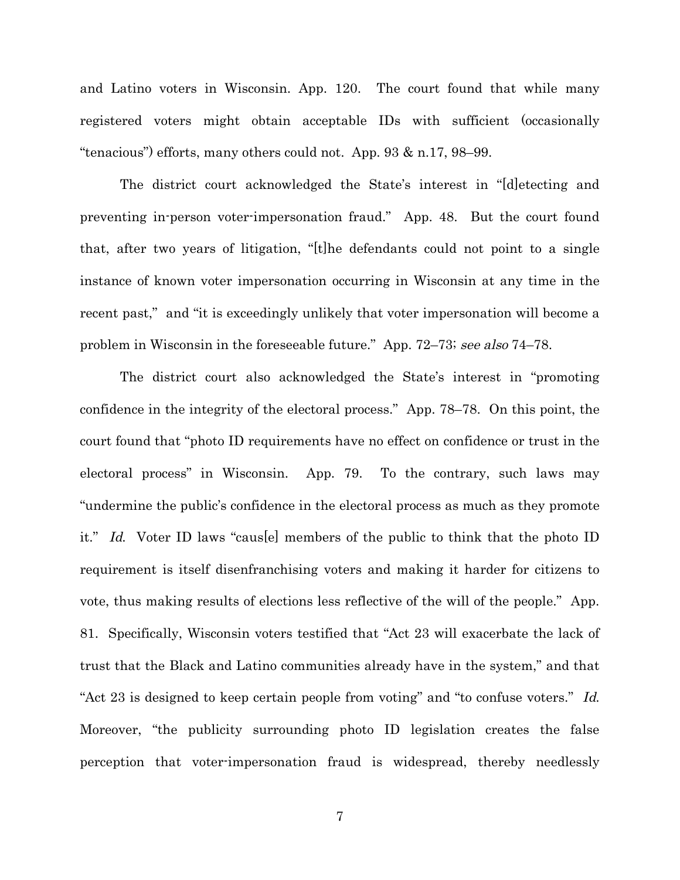and Latino voters in Wisconsin. App. 120. The court found that while many registered voters might obtain acceptable IDs with sufficient (occasionally "tenacious") efforts, many others could not. App. 93 & n.17, 98–99.

The district court acknowledged the State's interest in "[d]etecting and preventing in-person voter-impersonation fraud." App. 48. But the court found that, after two years of litigation, "[t]he defendants could not point to a single instance of known voter impersonation occurring in Wisconsin at any time in the recent past," and "it is exceedingly unlikely that voter impersonation will become a problem in Wisconsin in the foreseeable future." App. 72–73; *see also* 74–78.

The district court also acknowledged the State's interest in "promoting confidence in the integrity of the electoral process." App. 78–78. On this point, the court found that "photo ID requirements have no effect on confidence or trust in the electoral process" in Wisconsin. App. 79. To the contrary, such laws may "undermine the public's confidence in the electoral process as much as they promote it." *Id.* Voter ID laws "caus[e] members of the public to think that the photo ID requirement is itself disenfranchising voters and making it harder for citizens to vote, thus making results of elections less reflective of the will of the people." App. 81. Specifically, Wisconsin voters testified that "Act 23 will exacerbate the lack of trust that the Black and Latino communities already have in the system," and that "Act 23 is designed to keep certain people from voting" and "to confuse voters." *Id.* Moreover, "the publicity surrounding photo ID legislation creates the false perception that voter-impersonation fraud is widespread, thereby needlessly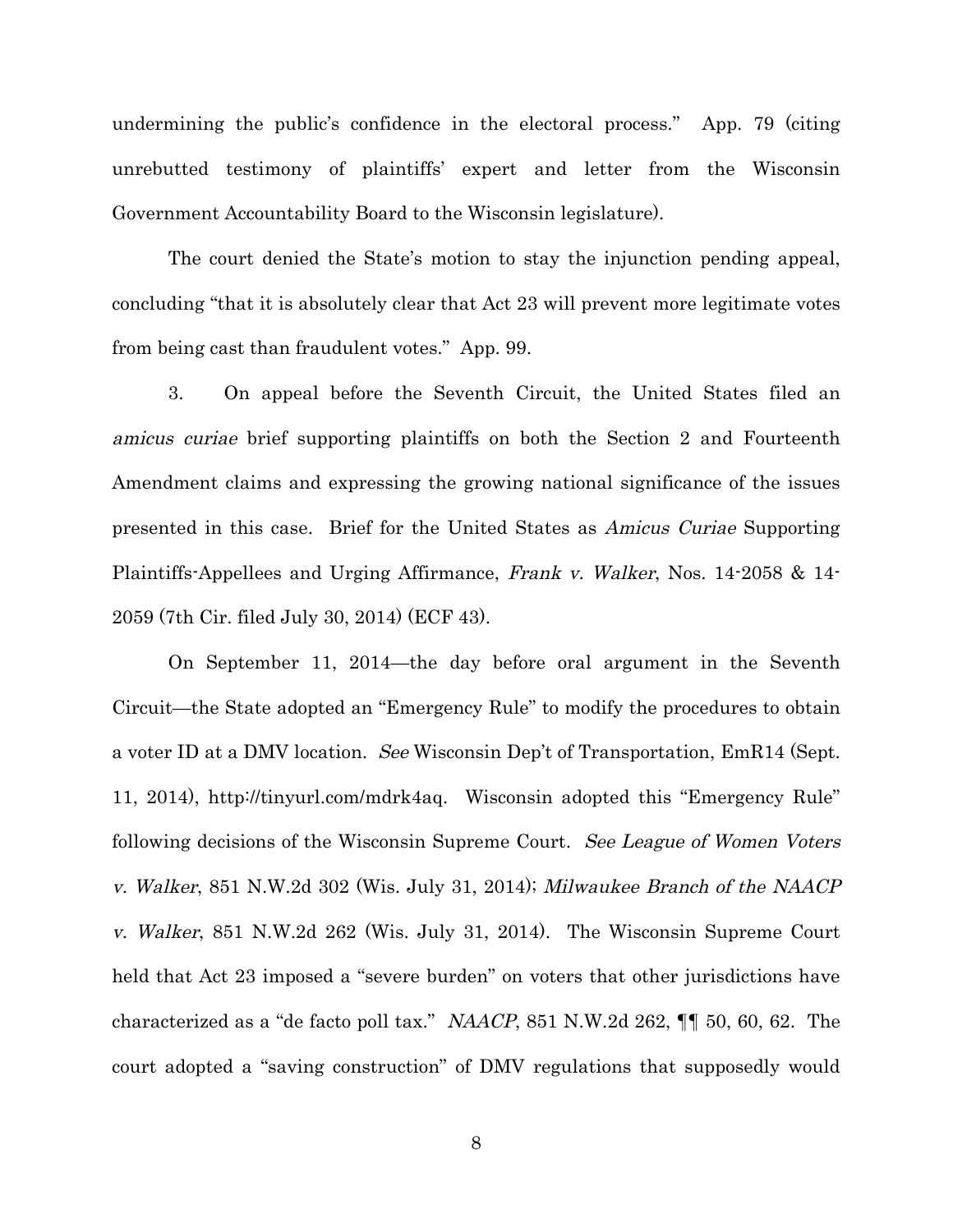undermining the public's confidence in the electoral process." App. 79 (citing unrebutted testimony of plaintiffs' expert and letter from the Wisconsin Government Accountability Board to the Wisconsin legislature).

The court denied the State's motion to stay the injunction pending appeal, concluding "that it is absolutely clear that Act 23 will prevent more legitimate votes from being cast than fraudulent votes." App. 99.

3. On appeal before the Seventh Circuit, the United States filed an *amicus curiae* brief supporting plaintiffs on both the Section 2 and Fourteenth Amendment claims and expressing the growing national significance of the issues presented in this case. Brief for the United States as *Amicus Curiae* Supporting Plaintiffs-Appellees and Urging Affirmance, *Frank v. Walker*, Nos. 14-2058 & 14-2059 (7th Cir. filed July 30, 2014) (ECF 43).

On September 11, 2014—the day before oral argument in the Seventh Circuit—the State adopted an "Emergency Rule" to modify the procedures to obtain a voter ID at a DMV location. *See* Wisconsin Dep't of Transportation, EmR14 (Sept. 11, 2014), http://tinyurl.com/mdrk4aq. Wisconsin adopted this "Emergency Rule" following decisions of the Wisconsin Supreme Court. *See League of Women Voters v. Walker*, 851 N.W.2d 302 (Wis. July 31, 2014); *Milwaukee Branch of the NAACP v. Walker*, 851 N.W.2d 262 (Wis. July 31, 2014). The Wisconsin Supreme Court held that Act 23 imposed a "severe burden" on voters that other jurisdictions have characterized as a "de facto poll tax." *NAACP*, 851 N.W.2d 262, ¶¶ 50, 60, 62. The court adopted a "saving construction" of DMV regulations that supposedly would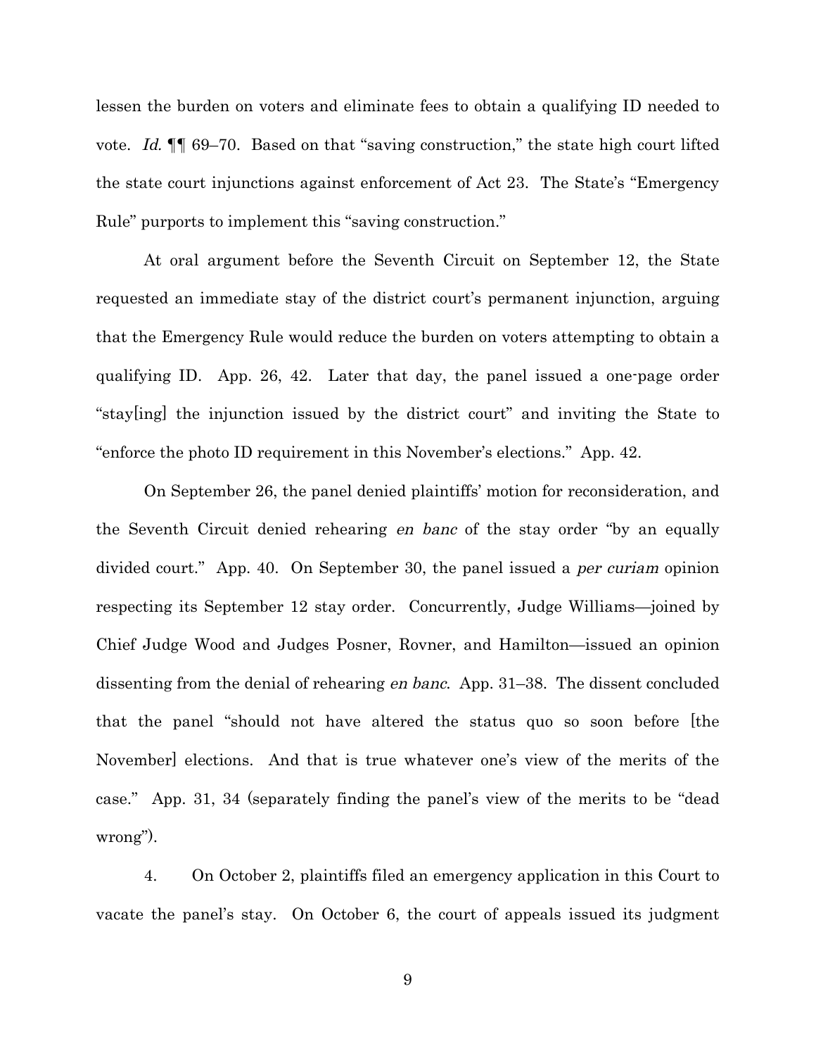lessen the burden on voters and eliminate fees to obtain a qualifying ID needed to vote. *Id.* ¶¶ 69–70. Based on that "saving construction," the state high court lifted the state court injunctions against enforcement of Act 23. The State's "Emergency Rule" purports to implement this "saving construction."

At oral argument before the Seventh Circuit on September 12, the State requested an immediate stay of the district court's permanent injunction, arguing that the Emergency Rule would reduce the burden on voters attempting to obtain a qualifying ID. App. 26, 42. Later that day, the panel issued a one-page order "stay[ing] the injunction issued by the district court" and inviting the State to "enforce the photo ID requirement in this November's elections." App. 42.

On September 26, the panel denied plaintiffs' motion for reconsideration, and the Seventh Circuit denied rehearing *en banc* of the stay order "by an equally divided court." App. 40. On September 30, the panel issued a *per curiam* opinion respecting its September 12 stay order. Concurrently, Judge Williams—joined by Chief Judge Wood and Judges Posner, Rovner, and Hamilton—issued an opinion dissenting from the denial of rehearing *en banc*. App. 31–38. The dissent concluded that the panel "should not have altered the status quo so soon before [the November] elections. And that is true whatever one's view of the merits of the case." App. 31, 34 (separately finding the panel's view of the merits to be "dead wrong").

4. On October 2, plaintiffs filed an emergency application in this Court to vacate the panel's stay. On October 6, the court of appeals issued its judgment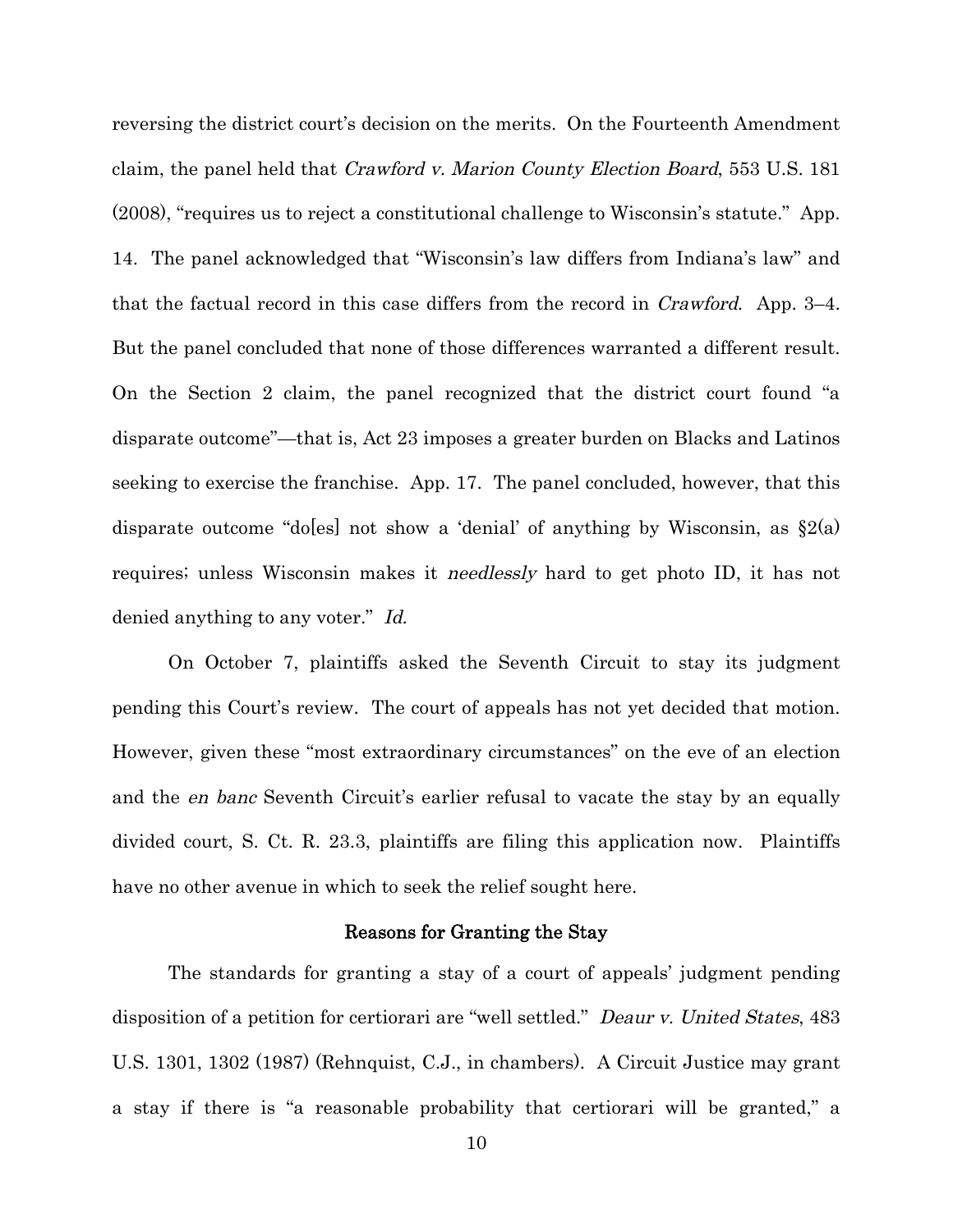reversing the district court's decision on the merits. On the Fourteenth Amendment claim, the panel held that *Crawford v. Marion County Election Board*, 553 U.S. 181 (2008), "requires us to reject a constitutional challenge to Wisconsin's statute." App. 14. The panel acknowledged that "Wisconsin's law differs from Indiana's law" and that the factual record in this case differs from the record in *Crawford*. App. 3–4. But the panel concluded that none of those differences warranted a different result. On the Section 2 claim, the panel recognized that the district court found "a disparate outcome"—that is, Act 23 imposes a greater burden on Blacks and Latinos seeking to exercise the franchise. App. 17. The panel concluded, however, that this disparate outcome "do[es] not show a 'denial' of anything by Wisconsin, as §2(a) requires; unless Wisconsin makes it *needlessly* hard to get photo ID, it has not denied anything to any voter." *Id.*

On October 7, plaintiffs asked the Seventh Circuit to stay its judgment pending this Court's review. The court of appeals has not yet decided that motion. However, given these "most extraordinary circumstances" on the eve of an election and the *en banc* Seventh Circuit's earlier refusal to vacate the stay by an equally divided court, S. Ct. R. 23.3, plaintiffs are filing this application now. Plaintiffs have no other avenue in which to seek the relief sought here.

## Reasons for Granting the Stay

The standards for granting a stay of a court of appeals' judgment pending disposition of a petition for certiorari are "well settled." *Deaur v. United States*, 483 U.S. 1301, 1302 (1987) (Rehnquist, C.J., in chambers). A Circuit Justice may grant a stay if there is "a reasonable probability that certiorari will be granted," a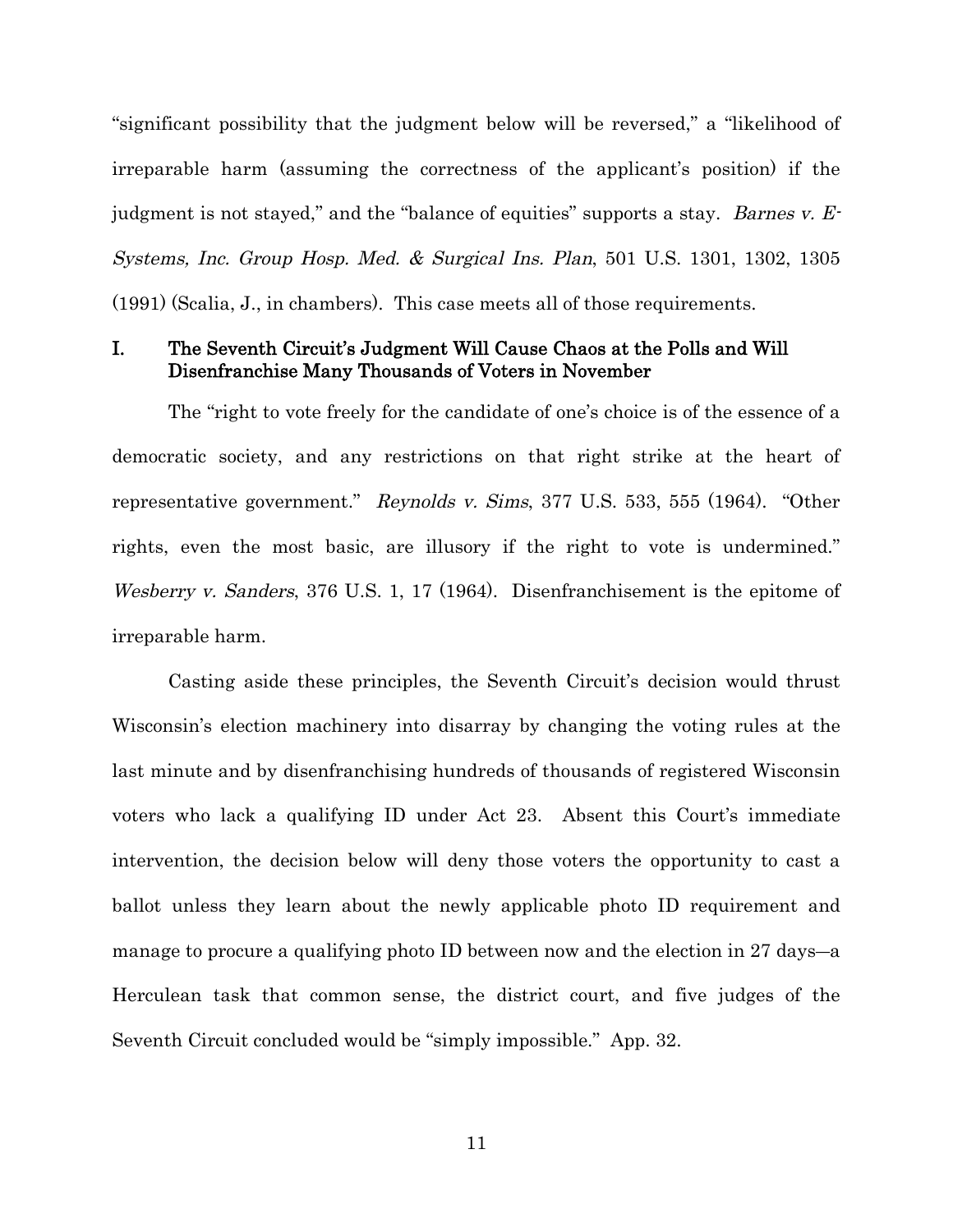"significant possibility that the judgment below will be reversed," a "likelihood of irreparable harm (assuming the correctness of the applicant's position) if the judgment is not stayed," and the "balance of equities" supports a stay. *Barnes v. E-Systems, Inc. Group Hosp. Med. & Surgical Ins. Plan*, 501 U.S. 1301, 1302, 1305 (1991) (Scalia, J., in chambers). This case meets all of those requirements.

## I. The Seventh Circuit's Judgment Will Cause Chaos at the Polls and Will Disenfranchise Many Thousands of Voters in November

The "right to vote freely for the candidate of one's choice is of the essence of a democratic society, and any restrictions on that right strike at the heart of representative government." *Reynolds v. Sims*, 377 U.S. 533, 555 (1964). "Other rights, even the most basic, are illusory if the right to vote is undermined." *Wesberry v. Sanders*, 376 U.S. 1, 17 (1964). Disenfranchisement is the epitome of irreparable harm.

Casting aside these principles, the Seventh Circuit's decision would thrust Wisconsin's election machinery into disarray by changing the voting rules at the last minute and by disenfranchising hundreds of thousands of registered Wisconsin voters who lack a qualifying ID under Act 23. Absent this Court's immediate intervention, the decision below will deny those voters the opportunity to cast a ballot unless they learn about the newly applicable photo ID requirement and manage to procure a qualifying photo ID between now and the election in 27 days—a Herculean task that common sense, the district court, and five judges of the Seventh Circuit concluded would be "simply impossible." App. 32.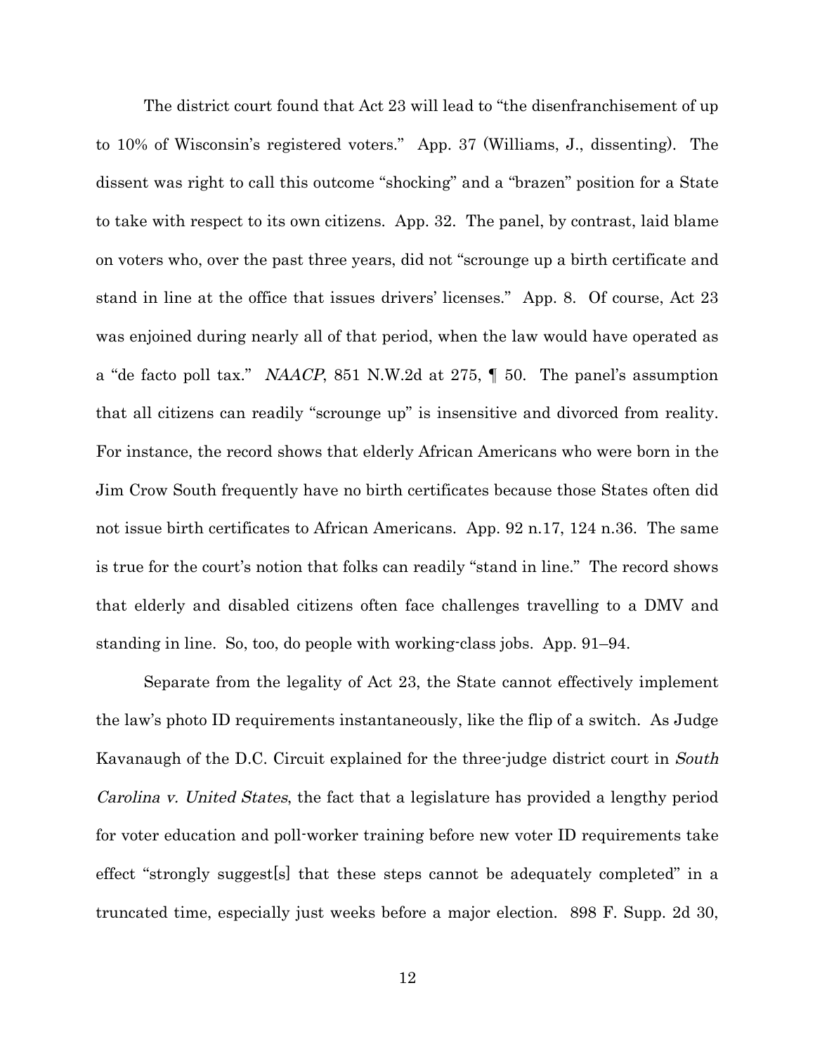The district court found that Act 23 will lead to "the disenfranchisement of up to 10% of Wisconsin's registered voters." App. 37 (Williams, J., dissenting). The dissent was right to call this outcome "shocking" and a "brazen" position for a State to take with respect to its own citizens. App. 32. The panel, by contrast, laid blame on voters who, over the past three years, did not "scrounge up a birth certificate and stand in line at the office that issues drivers' licenses." App. 8. Of course, Act 23 was enjoined during nearly all of that period, when the law would have operated as a "de facto poll tax." *NAACP*, 851 N.W.2d at 275, ¶ 50. The panel's assumption that all citizens can readily "scrounge up" is insensitive and divorced from reality. For instance, the record shows that elderly African Americans who were born in the Jim Crow South frequently have no birth certificates because those States often did not issue birth certificates to African Americans. App. 92 n.17, 124 n.36. The same is true for the court's notion that folks can readily "stand in line." The record shows that elderly and disabled citizens often face challenges travelling to a DMV and standing in line. So, too, do people with working-class jobs. App. 91–94.

Separate from the legality of Act 23, the State cannot effectively implement the law's photo ID requirements instantaneously, like the flip of a switch. As Judge Kavanaugh of the D.C. Circuit explained for the three-judge district court in *South Carolina v. United States*, the fact that a legislature has provided a lengthy period for voter education and poll-worker training before new voter ID requirements take effect "strongly suggest[s] that these steps cannot be adequately completed" in a truncated time, especially just weeks before a major election. 898 F. Supp. 2d 30,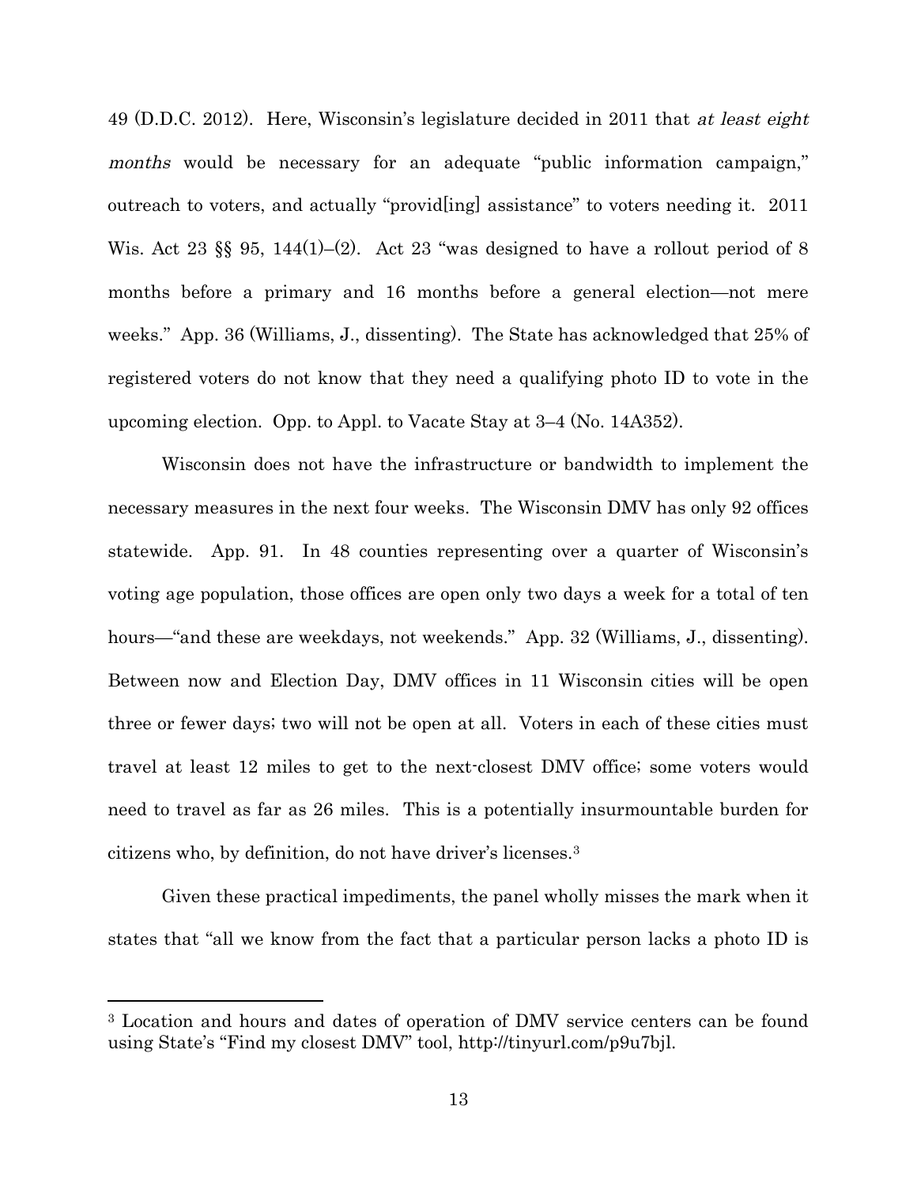49 (D.D.C. 2012). Here, Wisconsin's legislature decided in 2011 that *at least eight months* would be necessary for an adequate "public information campaign," outreach to voters, and actually "provid[ing] assistance" to voters needing it. 2011 Wis. Act 23 §§ 95, 144(1)–(2). Act 23 "was designed to have a rollout period of 8 months before a primary and 16 months before a general election—not mere weeks." App. 36 (Williams, J., dissenting). The State has acknowledged that 25% of registered voters do not know that they need a qualifying photo ID to vote in the upcoming election. Opp. to Appl. to Vacate Stay at 3–4 (No. 14A352).

Wisconsin does not have the infrastructure or bandwidth to implement the necessary measures in the next four weeks. The Wisconsin DMV has only 92 offices statewide. App. 91. In 48 counties representing over a quarter of Wisconsin's voting age population, those offices are open only two days a week for a total of ten hours—"and these are weekdays, not weekends." App. 32 (Williams, J., dissenting). Between now and Election Day, DMV offices in 11 Wisconsin cities will be open three or fewer days; two will not be open at all. Voters in each of these cities must travel at least 12 miles to get to the next-closest DMV office; some voters would need to travel as far as 26 miles. This is a potentially insurmountable burden for citizens who, by definition, do not have driver's licenses.[3]

Given these practical impediments, the panel wholly misses the mark when it states that "all we know from the fact that a particular person lacks a photo ID is

---

[3] Location and hours and dates of operation of DMV service centers can be found using State's "Find my closest DMV" tool, http://tinyurl.com/p9u7bjl.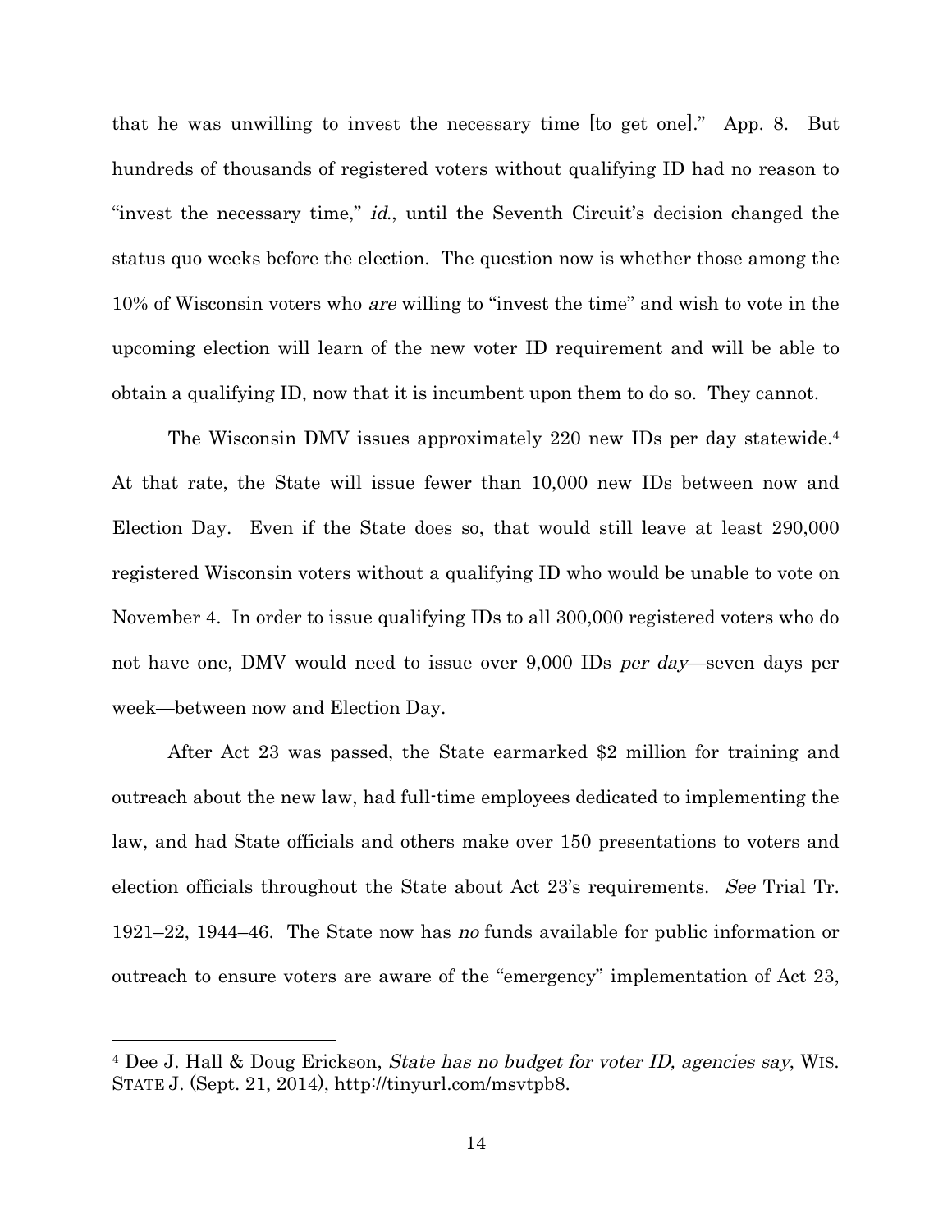that he was unwilling to invest the necessary time [to get one]." App. 8. But hundreds of thousands of registered voters without qualifying ID had no reason to "invest the necessary time," *id.*, until the Seventh Circuit's decision changed the status quo weeks before the election. The question now is whether those among the 10% of Wisconsin voters who *are* willing to "invest the time" and wish to vote in the upcoming election will learn of the new voter ID requirement and will be able to obtain a qualifying ID, now that it is incumbent upon them to do so. They cannot.

The Wisconsin DMV issues approximately 220 new IDs per day statewide.[4] At that rate, the State will issue fewer than 10,000 new IDs between now and Election Day. Even if the State does so, that would still leave at least 290,000 registered Wisconsin voters without a qualifying ID who would be unable to vote on November 4. In order to issue qualifying IDs to all 300,000 registered voters who do not have one, DMV would need to issue over 9,000 IDs *per day*—seven days per week—between now and Election Day.

After Act 23 was passed, the State earmarked $2 million for training and outreach about the new law, had full-time employees dedicated to implementing the law, and had State officials and others make over 150 presentations to voters and election officials throughout the State about Act 23's requirements. *See* Trial Tr. 1921–22, 1944–46. The State now has *no* funds available for public information or outreach to ensure voters are aware of the "emergency" implementation of Act 23,

---

[4] Dee J. Hall & Doug Erickson, *State has no budget for voter ID, agencies say*, WIS. STATE J. (Sept. 21, 2014), http://tinyurl.com/msvtpb8.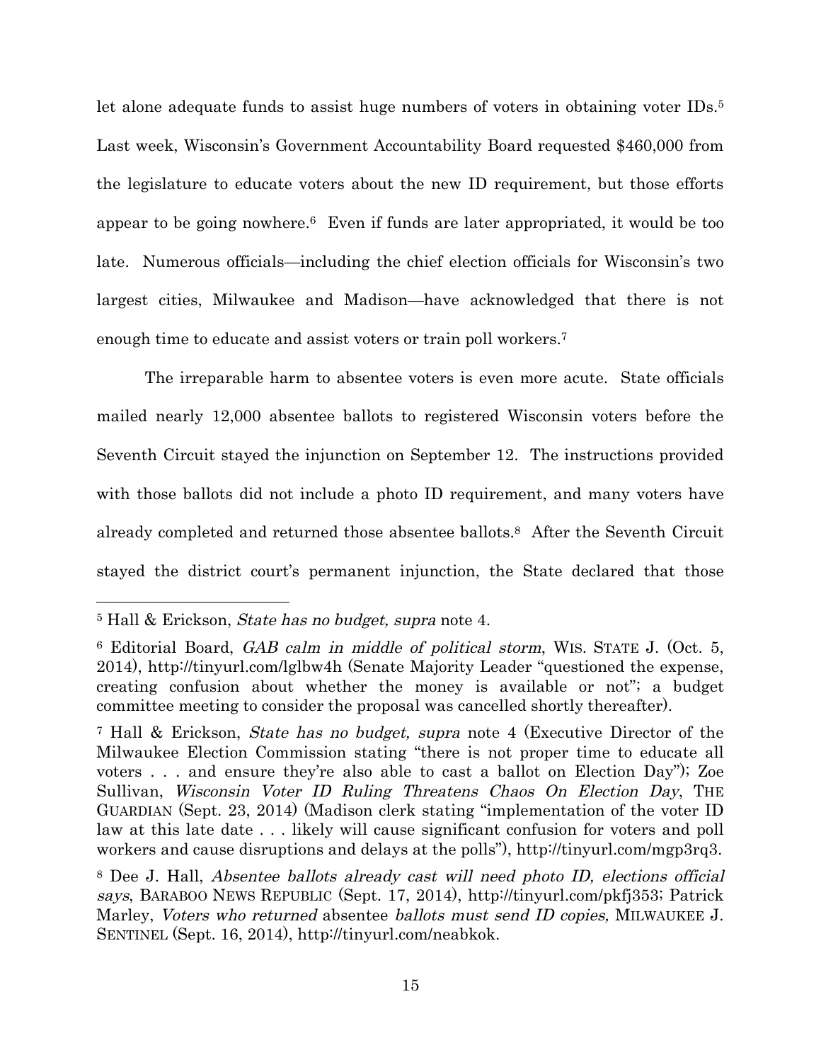let alone adequate funds to assist huge numbers of voters in obtaining voter IDs.[5] Last week, Wisconsin's Government Accountability Board requested $460,000 from the legislature to educate voters about the new ID requirement, but those efforts appear to be going nowhere.[6] Even if funds are later appropriated, it would be too late. Numerous officials—including the chief election officials for Wisconsin's two largest cities, Milwaukee and Madison—have acknowledged that there is not enough time to educate and assist voters or train poll workers.[7]

The irreparable harm to absentee voters is even more acute. State officials mailed nearly 12,000 absentee ballots to registered Wisconsin voters before the Seventh Circuit stayed the injunction on September 12. The instructions provided with those ballots did not include a photo ID requirement, and many voters have already completed and returned those absentee ballots.[8] After the Seventh Circuit stayed the district court's permanent injunction, the State declared that those

---

[5] Hall & Erickson, *State has no budget, supra* note 4.

[6] Editorial Board, *GAB calm in middle of political storm*, WIS. STATE J. (Oct. 5, 2014), http://tinyurl.com/lglbw4h (Senate Majority Leader "questioned the expense, creating confusion about whether the money is available or not"; a budget committee meeting to consider the proposal was cancelled shortly thereafter).

[7] Hall & Erickson, *State has no budget, supra* note 4 (Executive Director of the Milwaukee Election Commission stating "there is not proper time to educate all voters . . . and ensure they're also able to cast a ballot on Election Day"); Zoe Sullivan, *Wisconsin Voter ID Ruling Threatens Chaos On Election Day*, THE GUARDIAN (Sept. 23, 2014) (Madison clerk stating "implementation of the voter ID law at this late date . . . likely will cause significant confusion for voters and poll workers and cause disruptions and delays at the polls"), http://tinyurl.com/mgp3rq3.

[8] Dee J. Hall, *Absentee ballots already cast will need photo ID, elections official says*, BARABOO NEWS REPUBLIC (Sept. 17, 2014), http://tinyurl.com/pkfj353; Patrick Marley, *Voters who returned* absentee *ballots must send ID copies,* MILWAUKEE J. SENTINEL (Sept. 16, 2014), http://tinyurl.com/neabkok.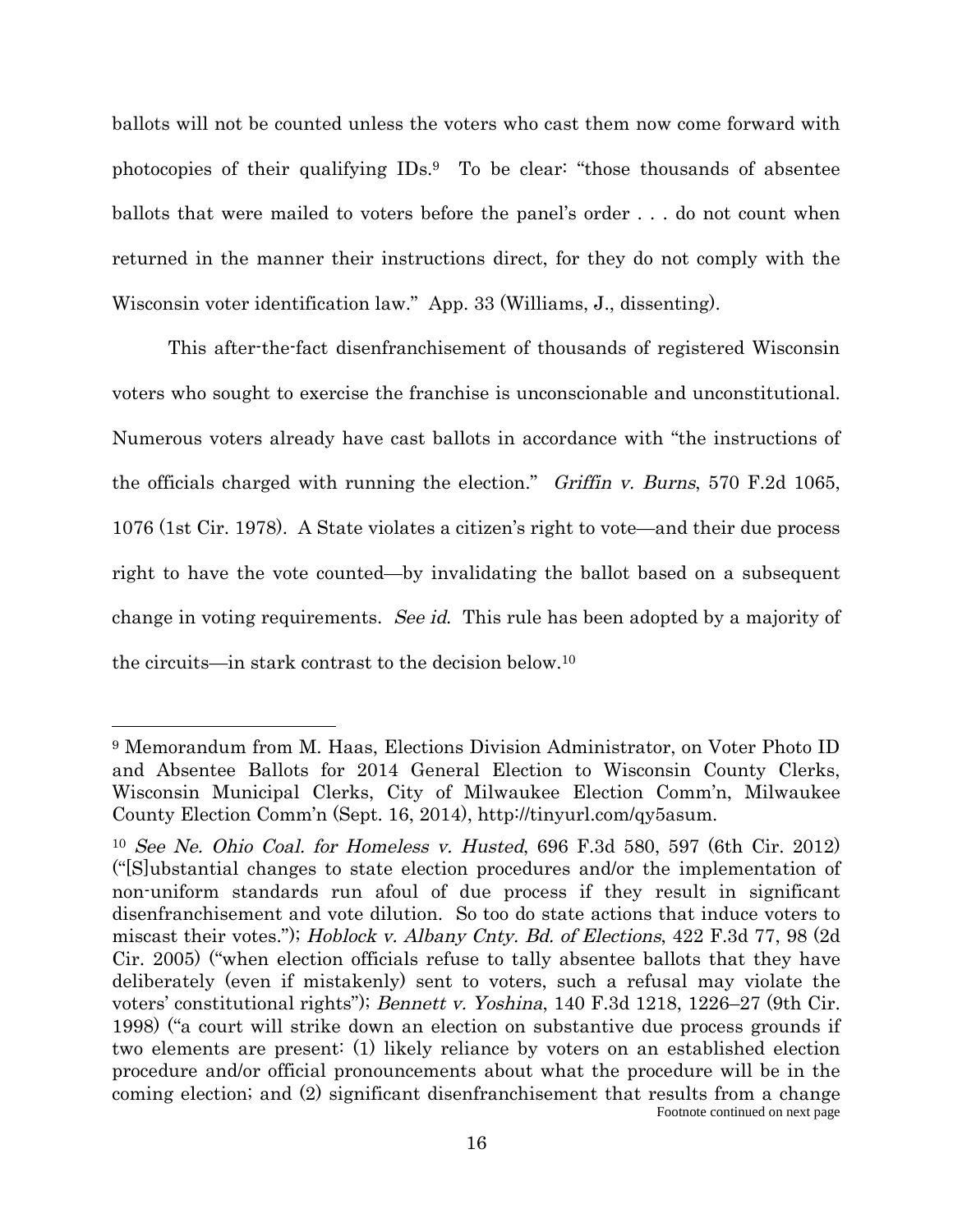ballots will not be counted unless the voters who cast them now come forward with photocopies of their qualifying IDs.[9] To be clear: "those thousands of absentee ballots that were mailed to voters before the panel's order . . . do not count when returned in the manner their instructions direct, for they do not comply with the Wisconsin voter identification law." App. 33 (Williams, J., dissenting).

This after-the-fact disenfranchisement of thousands of registered Wisconsin voters who sought to exercise the franchise is unconscionable and unconstitutional. Numerous voters already have cast ballots in accordance with "the instructions of the officials charged with running the election." *Griffin v. Burns*, 570 F.2d 1065, 1076 (1st Cir. 1978). A State violates a citizen's right to vote—and their due process right to have the vote counted—by invalidating the ballot based on a subsequent change in voting requirements. *See id.* This rule has been adopted by a majority of the circuits—in stark contrast to the decision below.[10]

---

[9] Memorandum from M. Haas, Elections Division Administrator, on Voter Photo ID and Absentee Ballots for 2014 General Election to Wisconsin County Clerks, Wisconsin Municipal Clerks, City of Milwaukee Election Comm'n, Milwaukee County Election Comm'n (Sept. 16, 2014), http://tinyurl.com/qy5asum.

[10] *See Ne. Ohio Coal. for Homeless v. Husted*, 696 F.3d 580, 597 (6th Cir. 2012) ("[S]ubstantial changes to state election procedures and/or the implementation of non-uniform standards run afoul of due process if they result in significant disenfranchisement and vote dilution. So too do state actions that induce voters to miscast their votes."); *Hoblock v. Albany Cnty. Bd. of Elections*, 422 F.3d 77, 98 (2d Cir. 2005) ("when election officials refuse to tally absentee ballots that they have deliberately (even if mistakenly) sent to voters, such a refusal may violate the voters' constitutional rights"); *Bennett v. Yoshina*, 140 F.3d 1218, 1226–27 (9th Cir. 1998) ("a court will strike down an election on substantive due process grounds if two elements are present: (1) likely reliance by voters on an established election procedure and/or official pronouncements about what the procedure will be in the coming election; and (2) significant disenfranchisement that results from a change

Footnote continued on next page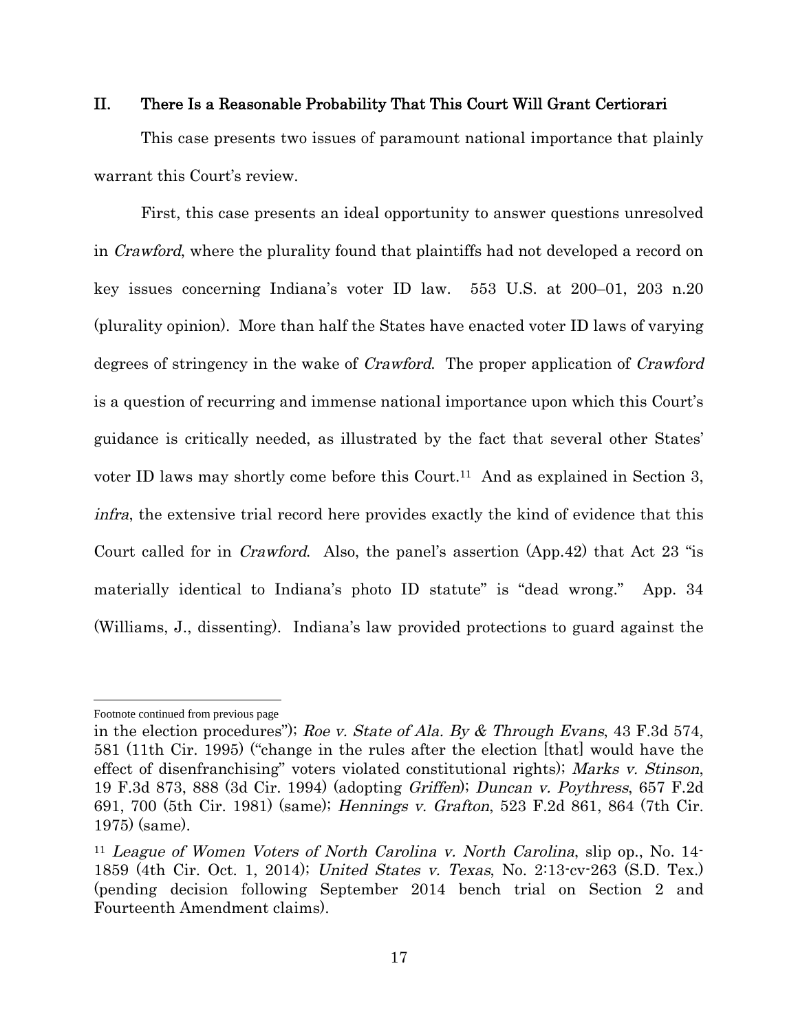## II. There Is a Reasonable Probability That This Court Will Grant Certiorari

This case presents two issues of paramount national importance that plainly warrant this Court's review.

First, this case presents an ideal opportunity to answer questions unresolved in *Crawford*, where the plurality found that plaintiffs had not developed a record on key issues concerning Indiana's voter ID law. 553 U.S. at 200–01, 203 n.20 (plurality opinion). More than half the States have enacted voter ID laws of varying degrees of stringency in the wake of *Crawford*. The proper application of *Crawford* is a question of recurring and immense national importance upon which this Court's guidance is critically needed, as illustrated by the fact that several other States' voter ID laws may shortly come before this Court.[11] And as explained in Section 3, *infra*, the extensive trial record here provides exactly the kind of evidence that this Court called for in *Crawford*. Also, the panel's assertion (App.42) that Act 23 "is materially identical to Indiana's photo ID statute" is "dead wrong." App. 34 (Williams, J., dissenting). Indiana's law provided protections to guard against the

---

Footnote continued from previous page

in the election procedures"); *Roe v. State of Ala. By & Through Evans*, 43 F.3d 574, 581 (11th Cir. 1995) ("change in the rules after the election [that] would have the effect of disenfranchising" voters violated constitutional rights); *Marks v. Stinson*, 19 F.3d 873, 888 (3d Cir. 1994) (adopting *Griffen*); *Duncan v. Poythress*, 657 F.2d 691, 700 (5th Cir. 1981) (same); *Hennings v. Grafton*, 523 F.2d 861, 864 (7th Cir. 1975) (same).

[11] *League of Women Voters of North Carolina v. North Carolina*, slip op., No. 14-1859 (4th Cir. Oct. 1, 2014); *United States v. Texas*, No. 2:13-cv-263 (S.D. Tex.) (pending decision following September 2014 bench trial on Section 2 and Fourteenth Amendment claims).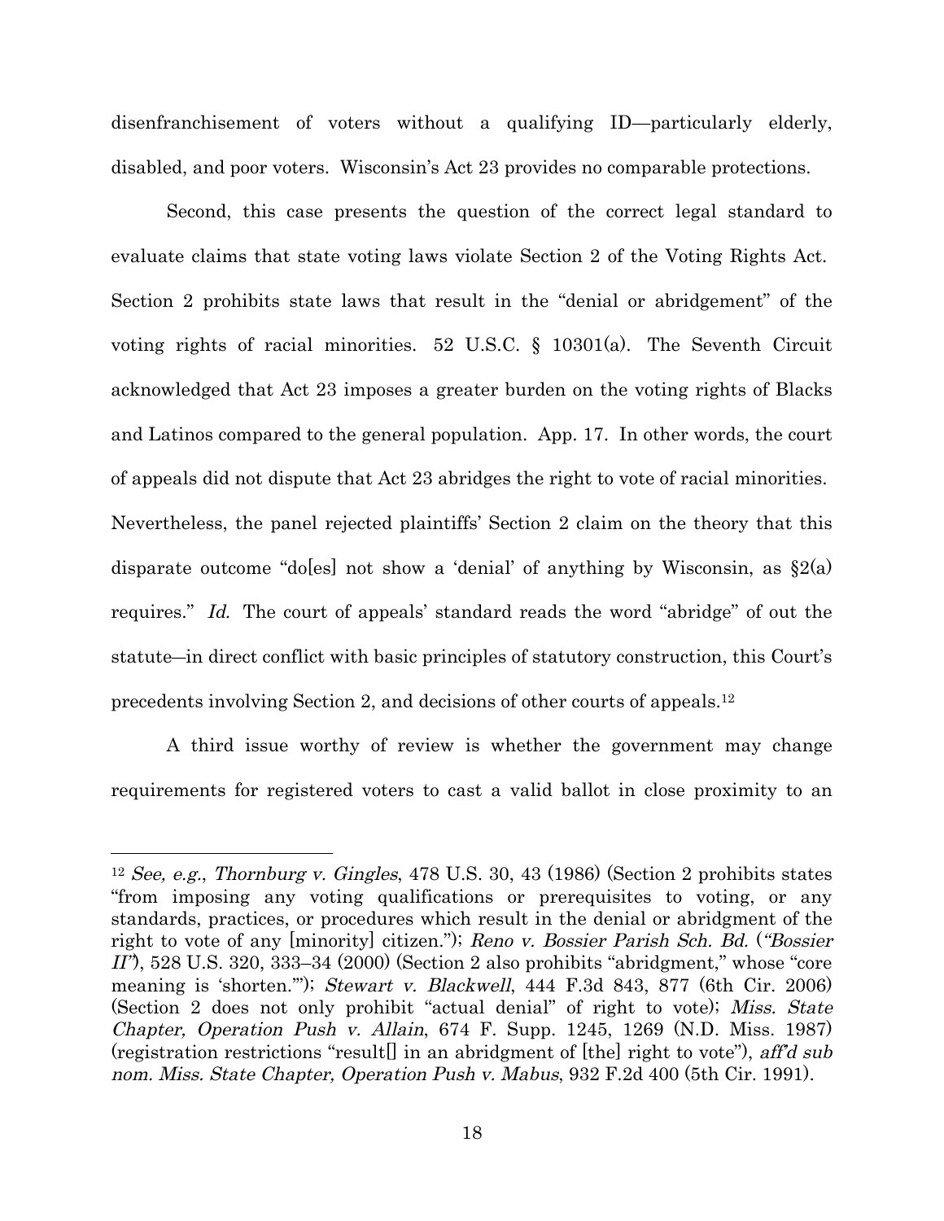disenfranchisement of voters without a qualifying ID—particularly elderly, disabled, and poor voters. Wisconsin's Act 23 provides no comparable protections.

Second, this case presents the question of the correct legal standard to evaluate claims that state voting laws violate Section 2 of the Voting Rights Act. Section 2 prohibits state laws that result in the "denial or abridgement" of the voting rights of racial minorities. 52 U.S.C. § 10301(a). The Seventh Circuit acknowledged that Act 23 imposes a greater burden on the voting rights of Blacks and Latinos compared to the general population. App. 17. In other words, the court of appeals did not dispute that Act 23 abridges the right to vote of racial minorities. Nevertheless, the panel rejected plaintiffs' Section 2 claim on the theory that this disparate outcome "do[es] not show a 'denial' of anything by Wisconsin, as §2(a) requires." *Id.* The court of appeals' standard reads the word "abridge" of out the statute—in direct conflict with basic principles of statutory construction, this Court's precedents involving Section 2, and decisions of other courts of appeals.[12]

A third issue worthy of review is whether the government may change requirements for registered voters to cast a valid ballot in close proximity to an

---

[12] *See, e.g.*, *Thornburg v. Gingles*, 478 U.S. 30, 43 (1986) (Section 2 prohibits states "from imposing any voting qualifications or prerequisites to voting, or any standards, practices, or procedures which result in the denial or abridgment of the right to vote of any [minority] citizen."); *Reno v. Bossier Parish Sch. Bd.* (*"Bossier II"*), 528 U.S. 320, 333–34 (2000) (Section 2 also prohibits "abridgment," whose "core meaning is 'shorten.'"); *Stewart v. Blackwell*, 444 F.3d 843, 877 (6th Cir. 2006) (Section 2 does not only prohibit "actual denial" of right to vote); *Miss. State Chapter, Operation Push v. Allain*, 674 F. Supp. 1245, 1269 (N.D. Miss. 1987) (registration restrictions "result[] in an abridgment of [the] right to vote"), *aff'd sub nom. Miss. State Chapter, Operation Push v. Mabus*, 932 F.2d 400 (5th Cir. 1991).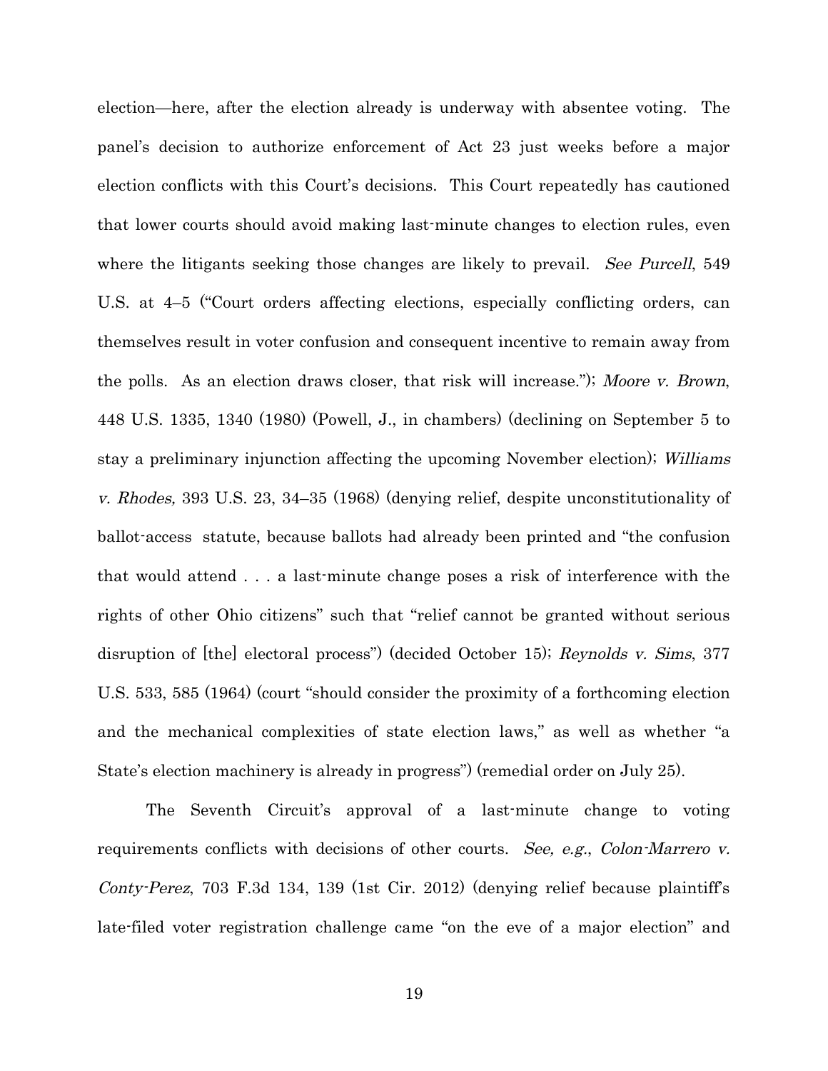election—here, after the election already is underway with absentee voting. The panel's decision to authorize enforcement of Act 23 just weeks before a major election conflicts with this Court's decisions. This Court repeatedly has cautioned that lower courts should avoid making last-minute changes to election rules, even where the litigants seeking those changes are likely to prevail. *See Purcell*, 549 U.S. at 4–5 ("Court orders affecting elections, especially conflicting orders, can themselves result in voter confusion and consequent incentive to remain away from the polls. As an election draws closer, that risk will increase."); *Moore v. Brown*, 448 U.S. 1335, 1340 (1980) (Powell, J., in chambers) (declining on September 5 to stay a preliminary injunction affecting the upcoming November election); *Williams v. Rhodes,* 393 U.S. 23, 34–35 (1968) (denying relief, despite unconstitutionality of ballot-access statute, because ballots had already been printed and "the confusion that would attend . . . a last-minute change poses a risk of interference with the rights of other Ohio citizens" such that "relief cannot be granted without serious disruption of [the] electoral process") (decided October 15); *Reynolds v. Sims*, 377 U.S. 533, 585 (1964) (court "should consider the proximity of a forthcoming election and the mechanical complexities of state election laws," as well as whether "a State's election machinery is already in progress") (remedial order on July 25).

The Seventh Circuit's approval of a last-minute change to voting requirements conflicts with decisions of other courts. *See, e.g.*, *Colon-Marrero v. Conty-Perez*, 703 F.3d 134, 139 (1st Cir. 2012) (denying relief because plaintiff's late-filed voter registration challenge came "on the eve of a major election" and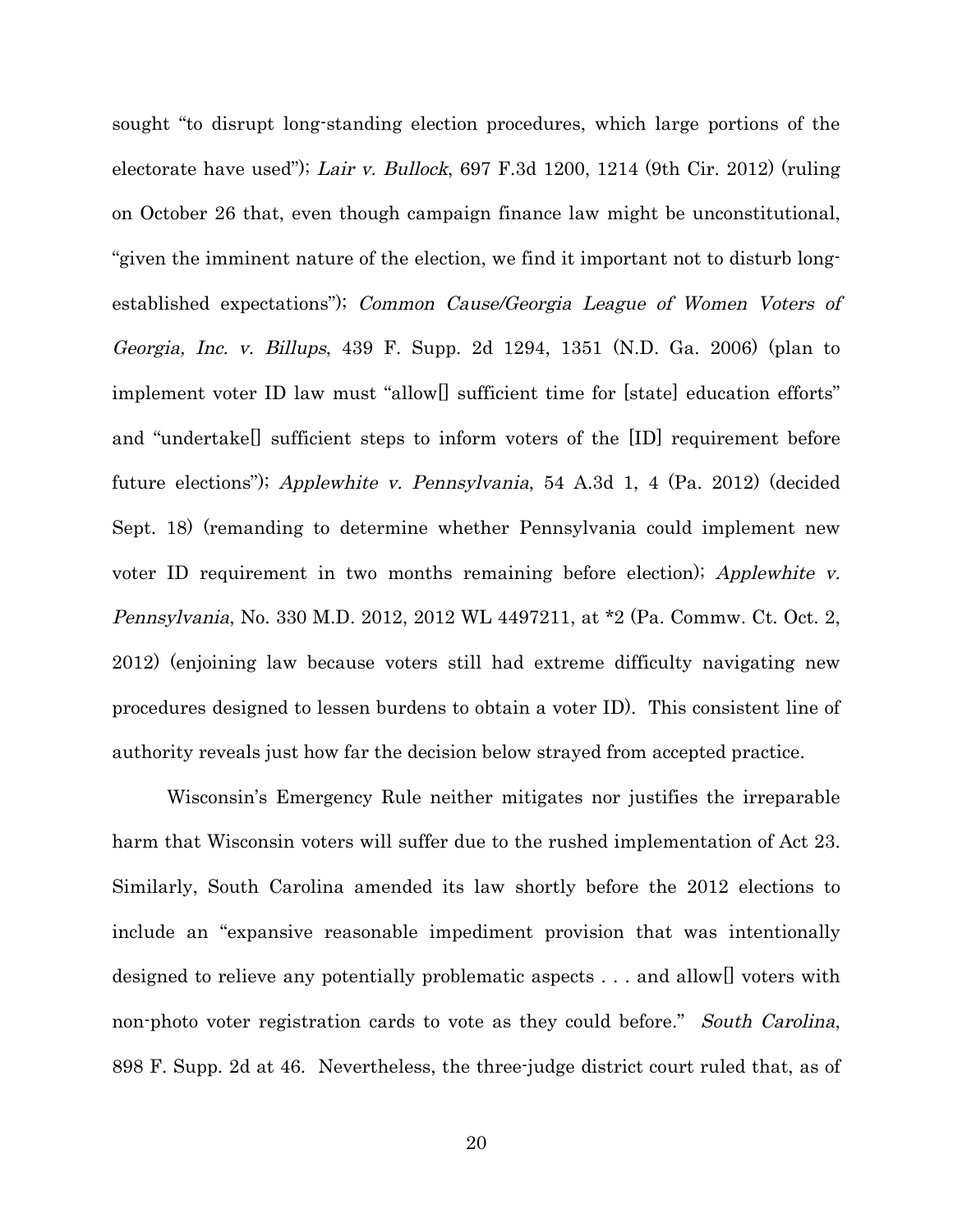sought "to disrupt long-standing election procedures, which large portions of the electorate have used"); *Lair v. Bullock*, 697 F.3d 1200, 1214 (9th Cir. 2012) (ruling on October 26 that, even though campaign finance law might be unconstitutional, "given the imminent nature of the election, we find it important not to disturb long-established expectations"); *Common Cause/Georgia League of Women Voters of Georgia, Inc. v. Billups*, 439 F. Supp. 2d 1294, 1351 (N.D. Ga. 2006) (plan to implement voter ID law must "allow[] sufficient time for [state] education efforts" and "undertake[] sufficient steps to inform voters of the [ID] requirement before future elections"); *Applewhite v. Pennsylvania*, 54 A.3d 1, 4 (Pa. 2012) (decided Sept. 18) (remanding to determine whether Pennsylvania could implement new voter ID requirement in two months remaining before election); *Applewhite v. Pennsylvania*, No. 330 M.D. 2012, 2012 WL 4497211, at *2 (Pa. Commw. Ct. Oct. 2, 2012) (enjoining law because voters still had extreme difficulty navigating new procedures designed to lessen burdens to obtain a voter ID). This consistent line of authority reveals just how far the decision below strayed from accepted practice.

Wisconsin's Emergency Rule neither mitigates nor justifies the irreparable harm that Wisconsin voters will suffer due to the rushed implementation of Act 23. Similarly, South Carolina amended its law shortly before the 2012 elections to include an "expansive reasonable impediment provision that was intentionally designed to relieve any potentially problematic aspects . . . and allow[] voters with non-photo voter registration cards to vote as they could before." *South Carolina*, 898 F. Supp. 2d at 46. Nevertheless, the three-judge district court ruled that, as of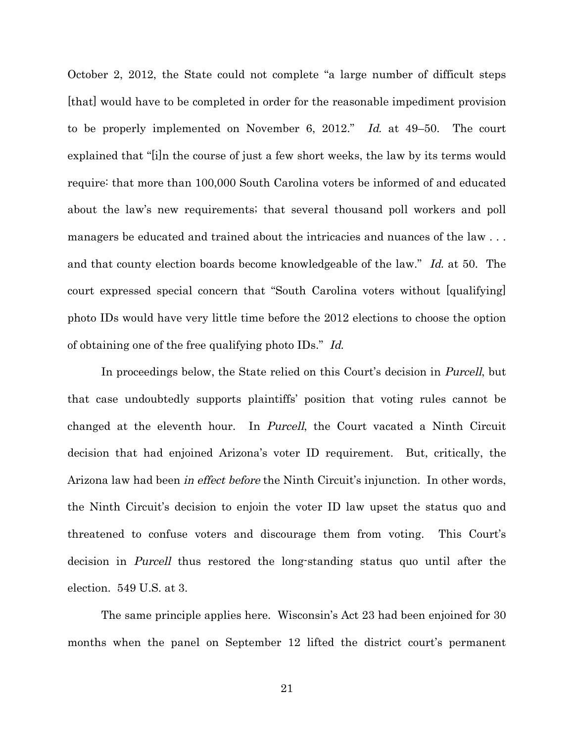October 2, 2012, the State could not complete "a large number of difficult steps [that] would have to be completed in order for the reasonable impediment provision to be properly implemented on November 6, 2012." *Id.* at 49–50. The court explained that "[i]n the course of just a few short weeks, the law by its terms would require: that more than 100,000 South Carolina voters be informed of and educated about the law's new requirements; that several thousand poll workers and poll managers be educated and trained about the intricacies and nuances of the law . . . and that county election boards become knowledgeable of the law." *Id.* at 50. The court expressed special concern that "South Carolina voters without [qualifying] photo IDs would have very little time before the 2012 elections to choose the option of obtaining one of the free qualifying photo IDs." *Id.*

In proceedings below, the State relied on this Court's decision in *Purcell*, but that case undoubtedly supports plaintiffs' position that voting rules cannot be changed at the eleventh hour. In *Purcell*, the Court vacated a Ninth Circuit decision that had enjoined Arizona's voter ID requirement. But, critically, the Arizona law had been *in effect before* the Ninth Circuit's injunction. In other words, the Ninth Circuit's decision to enjoin the voter ID law upset the status quo and threatened to confuse voters and discourage them from voting. This Court's decision in *Purcell* thus restored the long-standing status quo until after the election. 549 U.S. at 3.

The same principle applies here. Wisconsin's Act 23 had been enjoined for 30 months when the panel on September 12 lifted the district court's permanent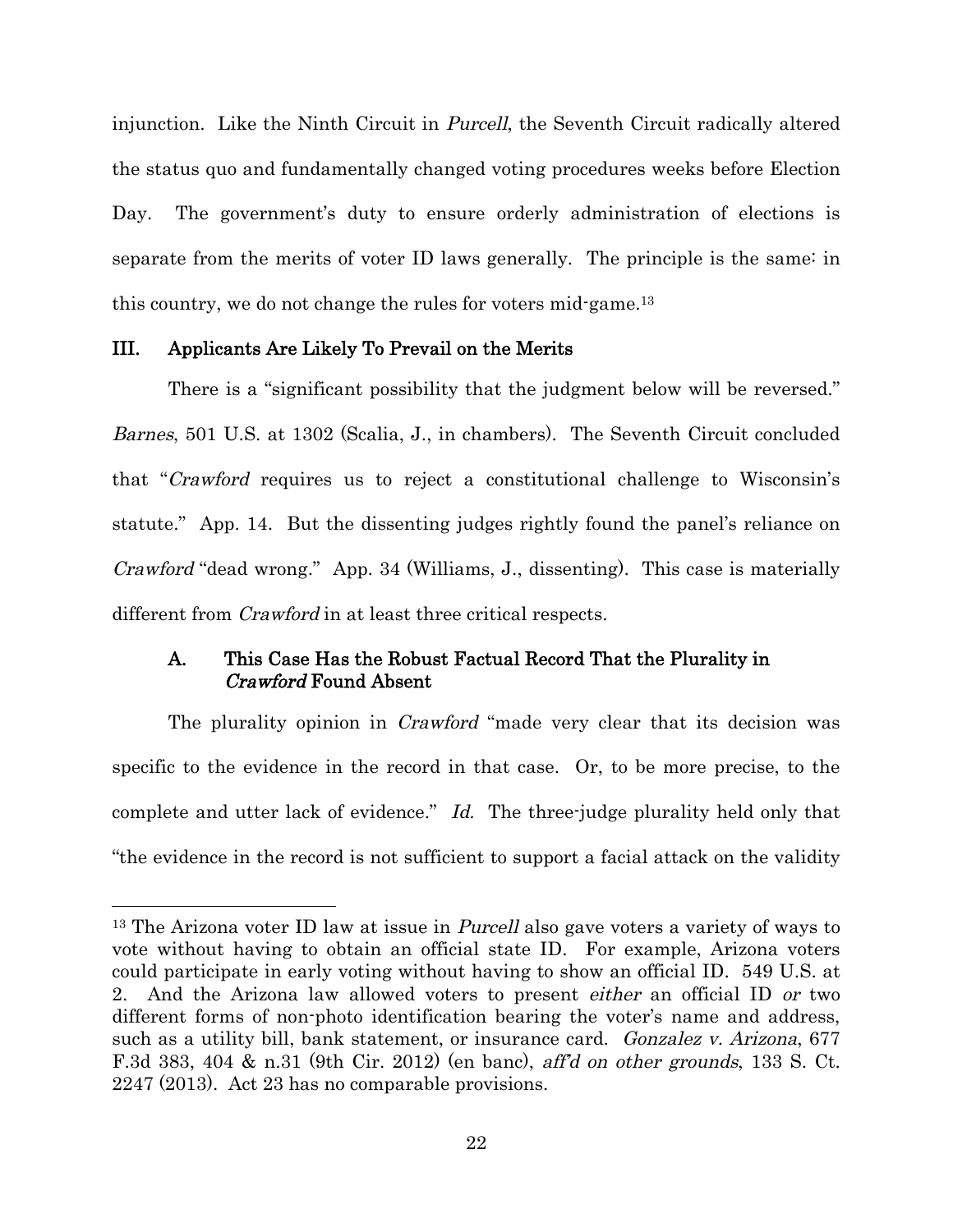injunction. Like the Ninth Circuit in *Purcell*, the Seventh Circuit radically altered the status quo and fundamentally changed voting procedures weeks before Election Day. The government's duty to ensure orderly administration of elections is separate from the merits of voter ID laws generally. The principle is the same: in this country, we do not change the rules for voters mid-game.[13]

## III. Applicants Are Likely To Prevail on the Merits

There is a "significant possibility that the judgment below will be reversed." *Barnes*, 501 U.S. at 1302 (Scalia, J., in chambers). The Seventh Circuit concluded that "*Crawford* requires us to reject a constitutional challenge to Wisconsin's statute." App. 14. But the dissenting judges rightly found the panel's reliance on *Crawford* "dead wrong." App. 34 (Williams, J., dissenting). This case is materially different from *Crawford* in at least three critical respects.

### A. This Case Has the Robust Factual Record That the Plurality in *Crawford* Found Absent

The plurality opinion in *Crawford* "made very clear that its decision was specific to the evidence in the record in that case. Or, to be more precise, to the complete and utter lack of evidence." *Id.* The three-judge plurality held only that "the evidence in the record is not sufficient to support a facial attack on the validity

---

[13] The Arizona voter ID law at issue in *Purcell* also gave voters a variety of ways to vote without having to obtain an official state ID. For example, Arizona voters could participate in early voting without having to show an official ID. 549 U.S. at 2. And the Arizona law allowed voters to present *either* an official ID *or* two different forms of non-photo identification bearing the voter's name and address, such as a utility bill, bank statement, or insurance card. *Gonzalez v. Arizona*, 677 F.3d 383, 404 & n.31 (9th Cir. 2012) (en banc), *aff'd on other grounds*, 133 S. Ct. 2247 (2013). Act 23 has no comparable provisions.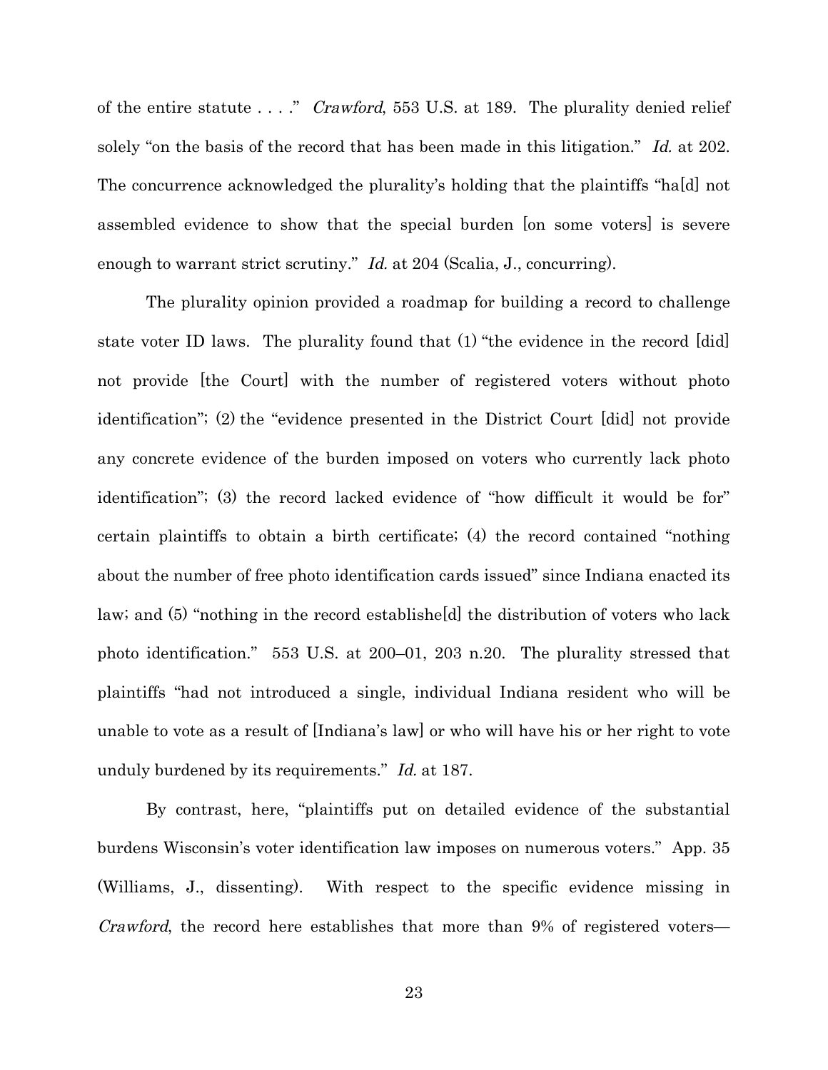of the entire statute . . . ." *Crawford*, 553 U.S. at 189. The plurality denied relief solely "on the basis of the record that has been made in this litigation." *Id.* at 202. The concurrence acknowledged the plurality's holding that the plaintiffs "ha[d] not assembled evidence to show that the special burden [on some voters] is severe enough to warrant strict scrutiny." *Id.* at 204 (Scalia, J., concurring).

The plurality opinion provided a roadmap for building a record to challenge state voter ID laws. The plurality found that (1) "the evidence in the record [did] not provide [the Court] with the number of registered voters without photo identification"; (2) the "evidence presented in the District Court [did] not provide any concrete evidence of the burden imposed on voters who currently lack photo identification"; (3) the record lacked evidence of "how difficult it would be for" certain plaintiffs to obtain a birth certificate; (4) the record contained "nothing about the number of free photo identification cards issued" since Indiana enacted its law; and (5) "nothing in the record establishe[d] the distribution of voters who lack photo identification." 553 U.S. at 200–01, 203 n.20. The plurality stressed that plaintiffs "had not introduced a single, individual Indiana resident who will be unable to vote as a result of [Indiana's law] or who will have his or her right to vote unduly burdened by its requirements." *Id.* at 187.

By contrast, here, "plaintiffs put on detailed evidence of the substantial burdens Wisconsin's voter identification law imposes on numerous voters." App. 35 (Williams, J., dissenting). With respect to the specific evidence missing in *Crawford*, the record here establishes that more than 9% of registered voters—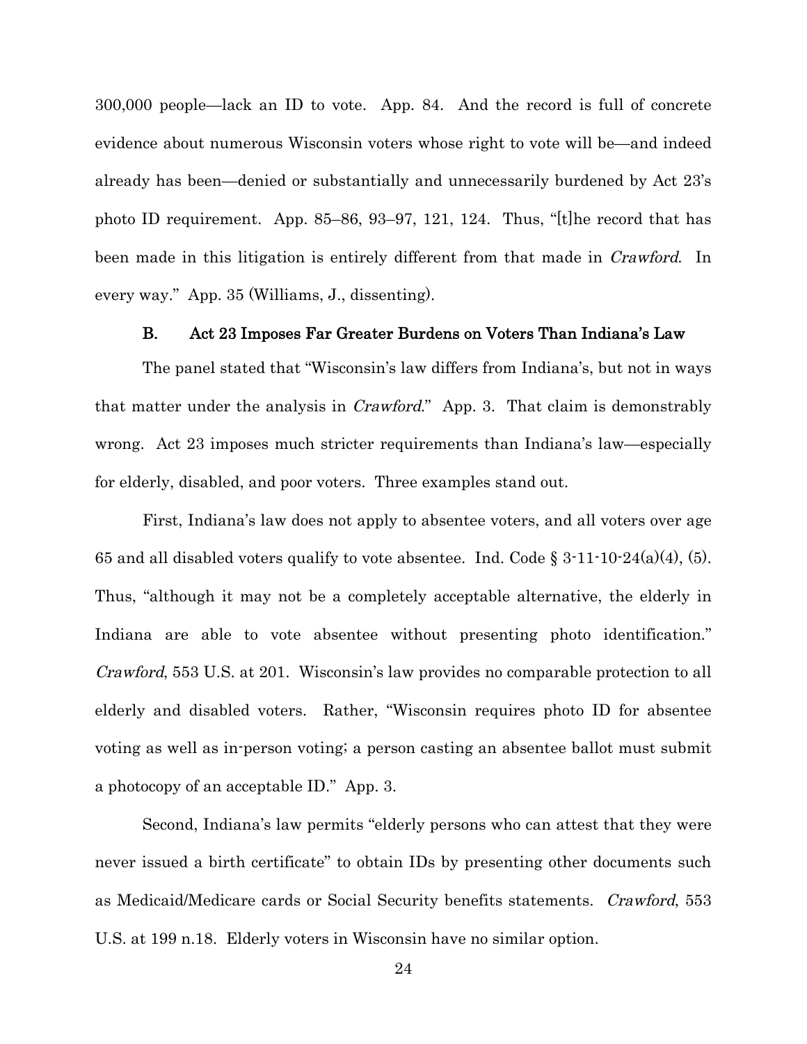300,000 people—lack an ID to vote. App. 84. And the record is full of concrete evidence about numerous Wisconsin voters whose right to vote will be—and indeed already has been—denied or substantially and unnecessarily burdened by Act 23's photo ID requirement. App. 85–86, 93–97, 121, 124. Thus, "[t]he record that has been made in this litigation is entirely different from that made in *Crawford*. In every way." App. 35 (Williams, J., dissenting).

### B. Act 23 Imposes Far Greater Burdens on Voters Than Indiana's Law

The panel stated that "Wisconsin's law differs from Indiana's, but not in ways that matter under the analysis in *Crawford*." App. 3. That claim is demonstrably wrong. Act 23 imposes much stricter requirements than Indiana's law—especially for elderly, disabled, and poor voters. Three examples stand out.

First, Indiana's law does not apply to absentee voters, and all voters over age 65 and all disabled voters qualify to vote absentee. Ind. Code § 3-11-10-24(a)(4), (5). Thus, "although it may not be a completely acceptable alternative, the elderly in Indiana are able to vote absentee without presenting photo identification." *Crawford*, 553 U.S. at 201. Wisconsin's law provides no comparable protection to all elderly and disabled voters. Rather, "Wisconsin requires photo ID for absentee voting as well as in-person voting; a person casting an absentee ballot must submit a photocopy of an acceptable ID." App. 3.

Second, Indiana's law permits "elderly persons who can attest that they were never issued a birth certificate" to obtain IDs by presenting other documents such as Medicaid/Medicare cards or Social Security benefits statements. *Crawford*, 553 U.S. at 199 n.18. Elderly voters in Wisconsin have no similar option.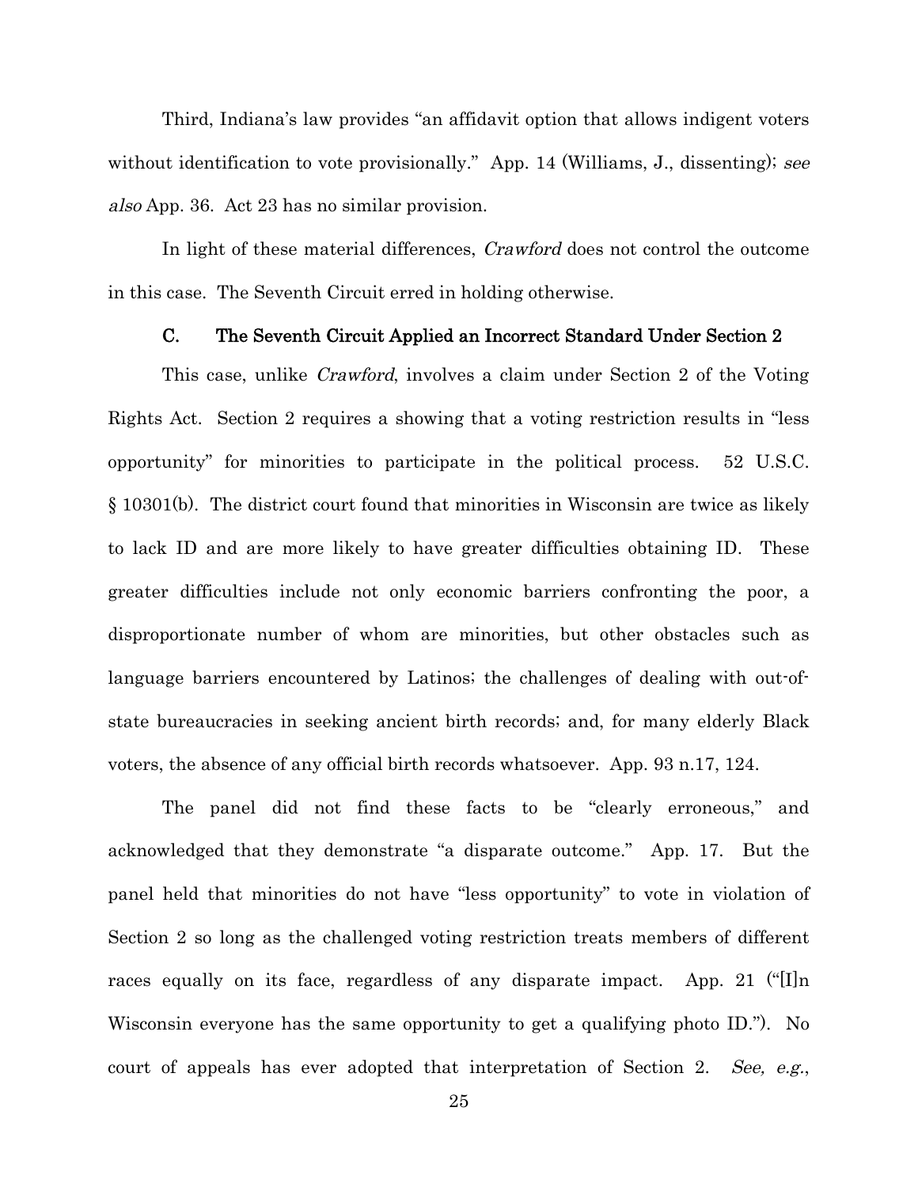Third, Indiana's law provides "an affidavit option that allows indigent voters without identification to vote provisionally." App. 14 (Williams, J., dissenting); *see also* App. 36. Act 23 has no similar provision.

In light of these material differences, *Crawford* does not control the outcome in this case. The Seventh Circuit erred in holding otherwise.

### C. The Seventh Circuit Applied an Incorrect Standard Under Section 2

This case, unlike *Crawford*, involves a claim under Section 2 of the Voting Rights Act. Section 2 requires a showing that a voting restriction results in "less opportunity" for minorities to participate in the political process. 52 U.S.C. § 10301(b). The district court found that minorities in Wisconsin are twice as likely to lack ID and are more likely to have greater difficulties obtaining ID. These greater difficulties include not only economic barriers confronting the poor, a disproportionate number of whom are minorities, but other obstacles such as language barriers encountered by Latinos; the challenges of dealing with out-of-state bureaucracies in seeking ancient birth records; and, for many elderly Black voters, the absence of any official birth records whatsoever. App. 93 n.17, 124.

The panel did not find these facts to be "clearly erroneous," and acknowledged that they demonstrate "a disparate outcome." App. 17. But the panel held that minorities do not have "less opportunity" to vote in violation of Section 2 so long as the challenged voting restriction treats members of different races equally on its face, regardless of any disparate impact. App. 21 ("[I]n Wisconsin everyone has the same opportunity to get a qualifying photo ID."). No court of appeals has ever adopted that interpretation of Section 2. *See, e.g.*,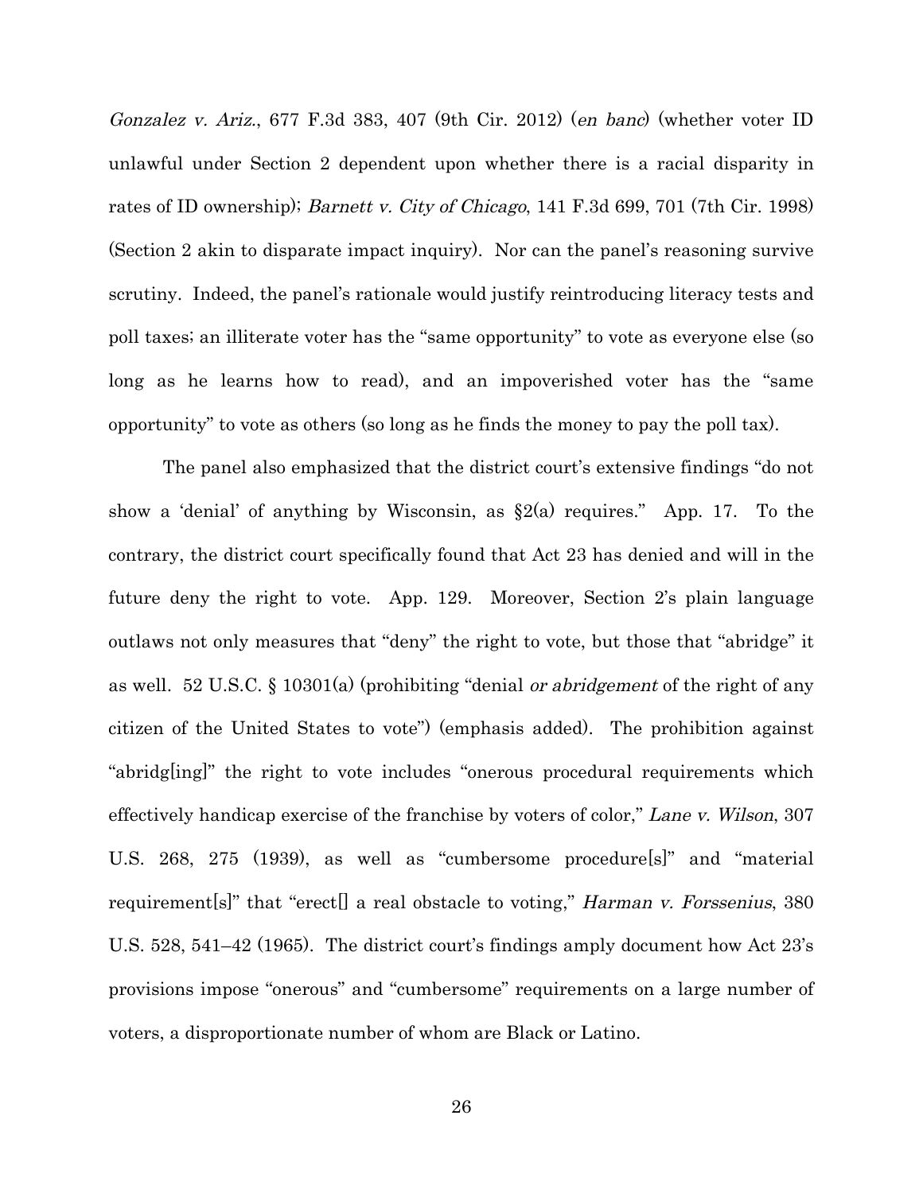*Gonzalez v. Ariz.*, 677 F.3d 383, 407 (9th Cir. 2012) (*en banc*) (whether voter ID unlawful under Section 2 dependent upon whether there is a racial disparity in rates of ID ownership); *Barnett v. City of Chicago*, 141 F.3d 699, 701 (7th Cir. 1998) (Section 2 akin to disparate impact inquiry). Nor can the panel's reasoning survive scrutiny. Indeed, the panel's rationale would justify reintroducing literacy tests and poll taxes; an illiterate voter has the "same opportunity" to vote as everyone else (so long as he learns how to read), and an impoverished voter has the "same opportunity" to vote as others (so long as he finds the money to pay the poll tax).

The panel also emphasized that the district court's extensive findings "do not show a 'denial' of anything by Wisconsin, as §2(a) requires." App. 17. To the contrary, the district court specifically found that Act 23 has denied and will in the future deny the right to vote. App. 129. Moreover, Section 2's plain language outlaws not only measures that "deny" the right to vote, but those that "abridge" it as well. 52 U.S.C. § 10301(a) (prohibiting "denial *or abridgement* of the right of any citizen of the United States to vote") (emphasis added). The prohibition against "abridg[ing]" the right to vote includes "onerous procedural requirements which effectively handicap exercise of the franchise by voters of color," *Lane v. Wilson*, 307 U.S. 268, 275 (1939), as well as "cumbersome procedure[s]" and "material requirement[s]" that "erect[] a real obstacle to voting," *Harman v. Forssenius*, 380 U.S. 528, 541–42 (1965). The district court's findings amply document how Act 23's provisions impose "onerous" and "cumbersome" requirements on a large number of voters, a disproportionate number of whom are Black or Latino.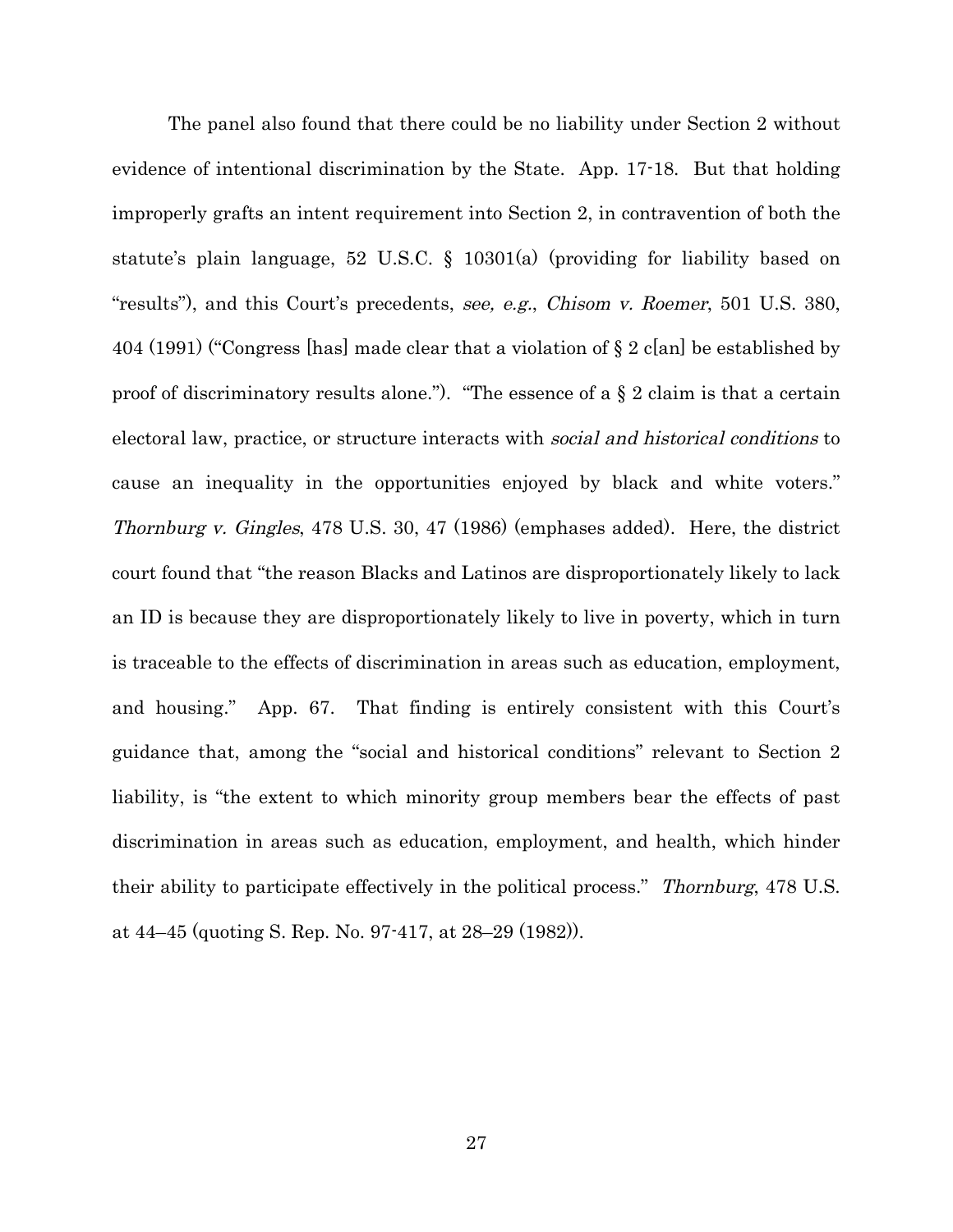The panel also found that there could be no liability under Section 2 without evidence of intentional discrimination by the State. App. 17-18. But that holding improperly grafts an intent requirement into Section 2, in contravention of both the statute's plain language, 52 U.S.C. § 10301(a) (providing for liability based on "results"), and this Court's precedents, *see, e.g.*, *Chisom v. Roemer*, 501 U.S. 380, 404 (1991) ("Congress [has] made clear that a violation of § 2 c[an] be established by proof of discriminatory results alone."). "The essence of a § 2 claim is that a certain electoral law, practice, or structure interacts with *social and historical conditions* to cause an inequality in the opportunities enjoyed by black and white voters." *Thornburg v. Gingles*, 478 U.S. 30, 47 (1986) (emphases added). Here, the district court found that "the reason Blacks and Latinos are disproportionately likely to lack an ID is because they are disproportionately likely to live in poverty, which in turn is traceable to the effects of discrimination in areas such as education, employment, and housing." App. 67. That finding is entirely consistent with this Court's guidance that, among the "social and historical conditions" relevant to Section 2 liability, is "the extent to which minority group members bear the effects of past discrimination in areas such as education, employment, and health, which hinder their ability to participate effectively in the political process." *Thornburg*, 478 U.S. at 44–45 (quoting S. Rep. No. 97-417, at 28–29 (1982)).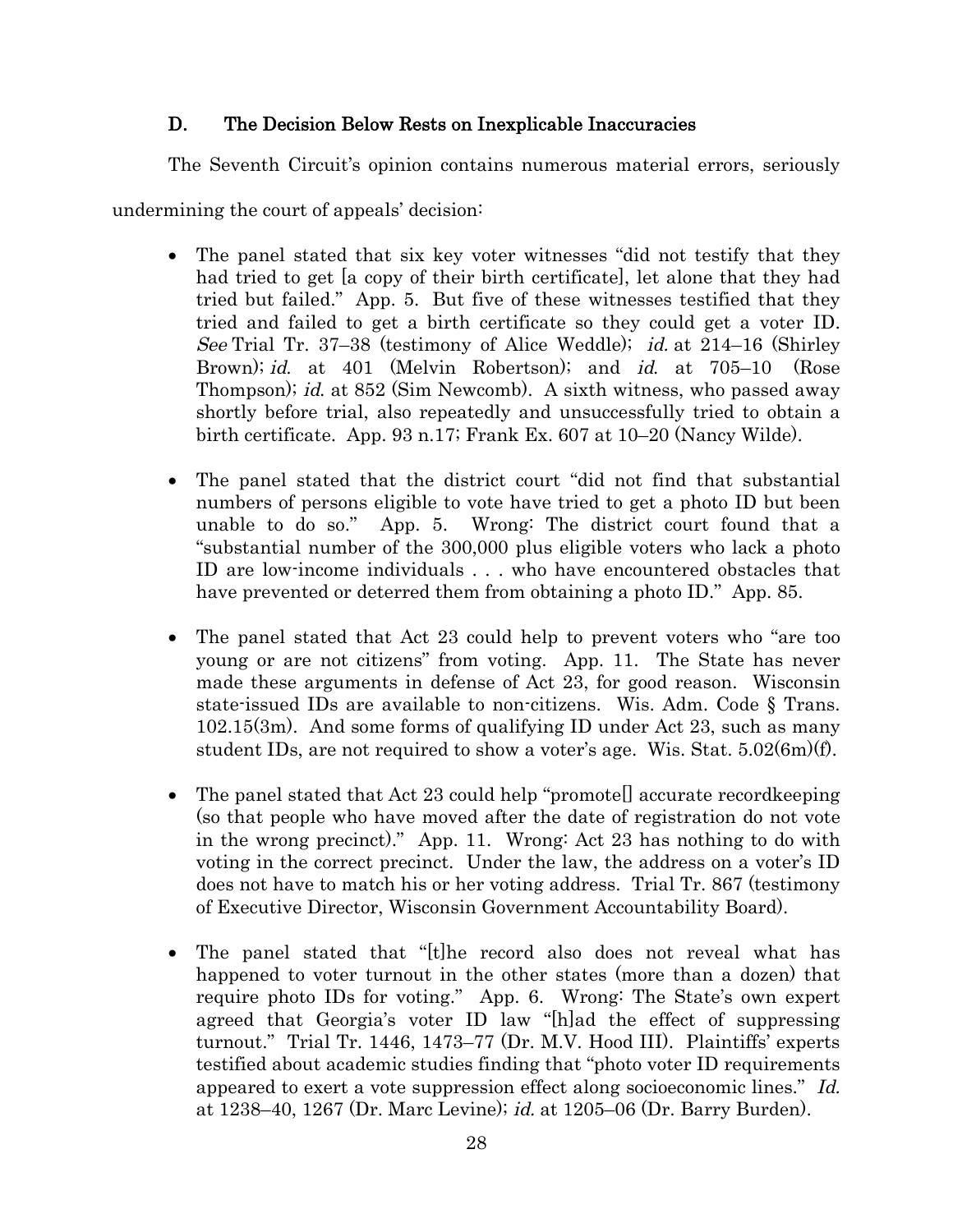### D. The Decision Below Rests on Inexplicable Inaccuracies

The Seventh Circuit's opinion contains numerous material errors, seriously undermining the court of appeals' decision:

- The panel stated that six key voter witnesses "did not testify that they had tried to get [a copy of their birth certificate], let alone that they had tried but failed." App. 5. But five of these witnesses testified that they tried and failed to get a birth certificate so they could get a voter ID. *See* Trial Tr. 37–38 (testimony of Alice Weddle); *id.* at 214–16 (Shirley Brown); *id.* at 401 (Melvin Robertson); and *id.* at 705–10 (Rose Thompson); *id.* at 852 (Sim Newcomb). A sixth witness, who passed away shortly before trial, also repeatedly and unsuccessfully tried to obtain a birth certificate. App. 93 n.17; Frank Ex. 607 at 10–20 (Nancy Wilde).

- The panel stated that the district court "did not find that substantial numbers of persons eligible to vote have tried to get a photo ID but been unable to do so." App. 5. Wrong: The district court found that a "substantial number of the 300,000 plus eligible voters who lack a photo ID are low-income individuals . . . who have encountered obstacles that have prevented or deterred them from obtaining a photo ID." App. 85.

- The panel stated that Act 23 could help to prevent voters who "are too young or are not citizens" from voting. App. 11. The State has never made these arguments in defense of Act 23, for good reason. Wisconsin state-issued IDs are available to non-citizens. Wis. Adm. Code § Trans. 102.15(3m). And some forms of qualifying ID under Act 23, such as many student IDs, are not required to show a voter's age. Wis. Stat. 5.02(6m)(f).

- The panel stated that Act 23 could help "promote[] accurate recordkeeping (so that people who have moved after the date of registration do not vote in the wrong precinct)." App. 11. Wrong: Act 23 has nothing to do with voting in the correct precinct. Under the law, the address on a voter's ID does not have to match his or her voting address. Trial Tr. 867 (testimony of Executive Director, Wisconsin Government Accountability Board).

- The panel stated that "[t]he record also does not reveal what has happened to voter turnout in the other states (more than a dozen) that require photo IDs for voting." App. 6. Wrong: The State's own expert agreed that Georgia's voter ID law "[h]ad the effect of suppressing turnout." Trial Tr. 1446, 1473–77 (Dr. M.V. Hood III). Plaintiffs' experts testified about academic studies finding that "photo voter ID requirements appeared to exert a vote suppression effect along socioeconomic lines." *Id.* at 1238–40, 1267 (Dr. Marc Levine); *id.* at 1205–06 (Dr. Barry Burden).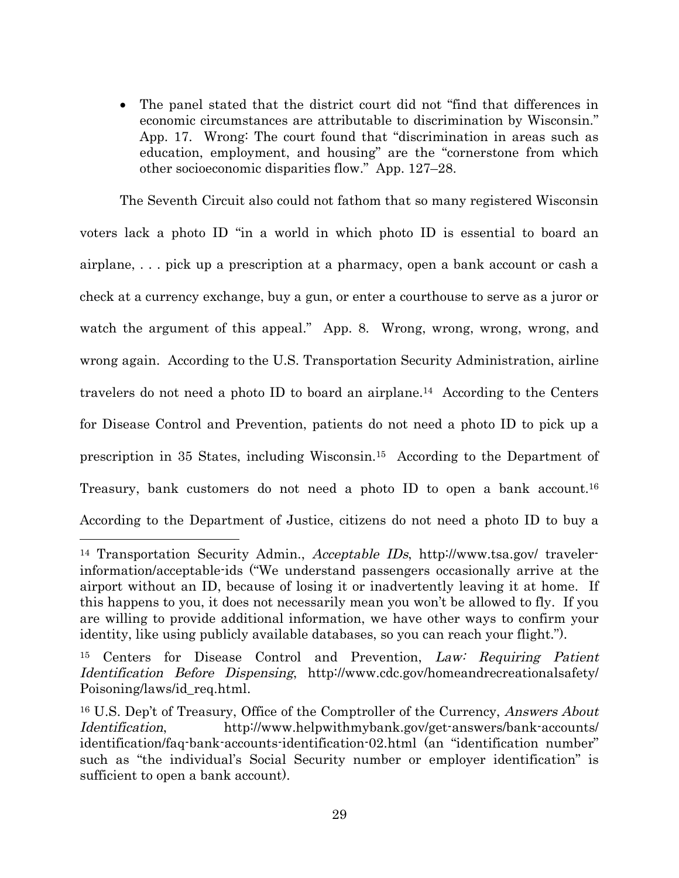- The panel stated that the district court did not "find that differences in economic circumstances are attributable to discrimination by Wisconsin." App. 17. Wrong: The court found that "discrimination in areas such as education, employment, and housing" are the "cornerstone from which other socioeconomic disparities flow." App. 127–28.

The Seventh Circuit also could not fathom that so many registered Wisconsin voters lack a photo ID "in a world in which photo ID is essential to board an airplane, . . . pick up a prescription at a pharmacy, open a bank account or cash a check at a currency exchange, buy a gun, or enter a courthouse to serve as a juror or watch the argument of this appeal." App. 8. Wrong, wrong, wrong, wrong, and wrong again. According to the U.S. Transportation Security Administration, airline travelers do not need a photo ID to board an airplane.[14] According to the Centers for Disease Control and Prevention, patients do not need a photo ID to pick up a prescription in 35 States, including Wisconsin.[15] According to the Department of Treasury, bank customers do not need a photo ID to open a bank account.[16] According to the Department of Justice, citizens do not need a photo ID to buy a

---

[14] Transportation Security Admin., *Acceptable IDs*, http://www.tsa.gov/ traveler-information/acceptable-ids ("We understand passengers occasionally arrive at the airport without an ID, because of losing it or inadvertently leaving it at home. If this happens to you, it does not necessarily mean you won't be allowed to fly. If you are willing to provide additional information, we have other ways to confirm your identity, like using publicly available databases, so you can reach your flight.").

[15] Centers for Disease Control and Prevention, *Law: Requiring Patient Identification Before Dispensing*, http://www.cdc.gov/homeandrecreationalsafety/ Poisoning/laws/id_req.html.

[16] U.S. Dep't of Treasury, Office of the Comptroller of the Currency, *Answers About Identification*, http://www.helpwithmybank.gov/get-answers/bank-accounts/ identification/faq-bank-accounts-identification-02.html (an "identification number" such as "the individual's Social Security number or employer identification" is sufficient to open a bank account).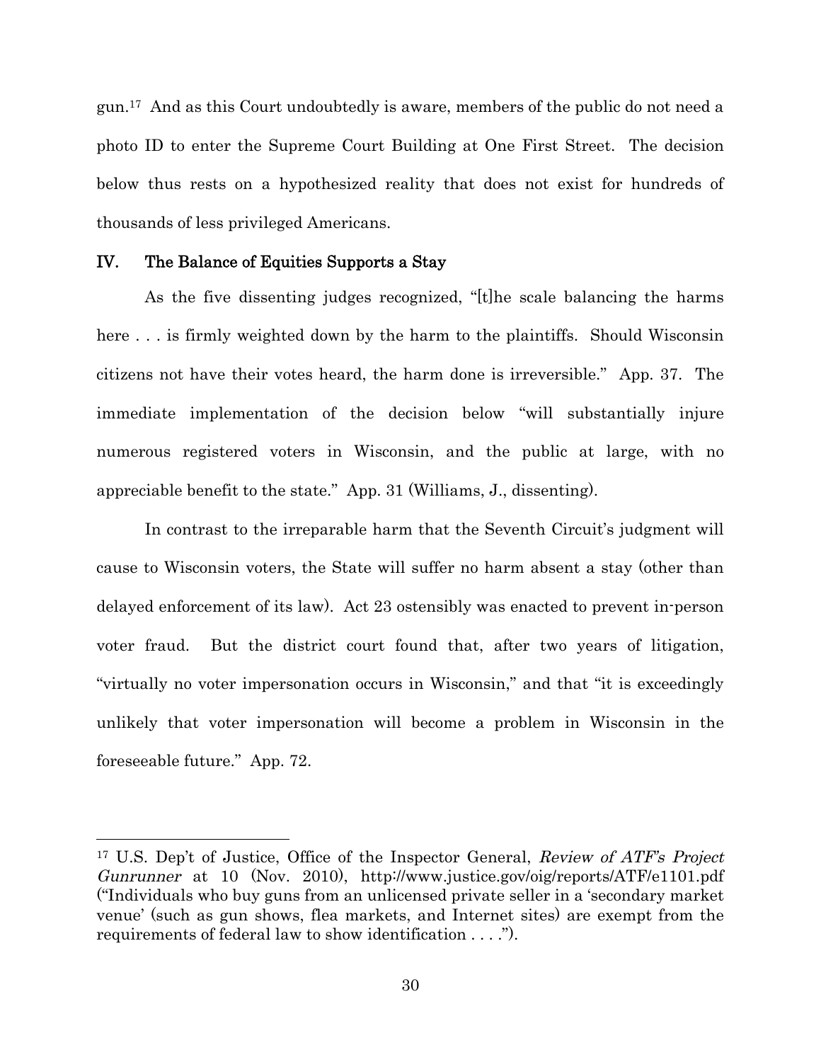gun.[17] And as this Court undoubtedly is aware, members of the public do not need a photo ID to enter the Supreme Court Building at One First Street. The decision below thus rests on a hypothesized reality that does not exist for hundreds of thousands of less privileged Americans.

## IV. The Balance of Equities Supports a Stay

As the five dissenting judges recognized, "[t]he scale balancing the harms here . . . is firmly weighted down by the harm to the plaintiffs. Should Wisconsin citizens not have their votes heard, the harm done is irreversible." App. 37. The immediate implementation of the decision below "will substantially injure numerous registered voters in Wisconsin, and the public at large, with no appreciable benefit to the state." App. 31 (Williams, J., dissenting).

In contrast to the irreparable harm that the Seventh Circuit's judgment will cause to Wisconsin voters, the State will suffer no harm absent a stay (other than delayed enforcement of its law). Act 23 ostensibly was enacted to prevent in-person voter fraud. But the district court found that, after two years of litigation, "virtually no voter impersonation occurs in Wisconsin," and that "it is exceedingly unlikely that voter impersonation will become a problem in Wisconsin in the foreseeable future." App. 72.

---

[17] U.S. Dep't of Justice, Office of the Inspector General, *Review of ATF's Project Gunrunner* at 10 (Nov. 2010), http://www.justice.gov/oig/reports/ATF/e1101.pdf ("Individuals who buy guns from an unlicensed private seller in a 'secondary market venue' (such as gun shows, flea markets, and Internet sites) are exempt from the requirements of federal law to show identification . . . .").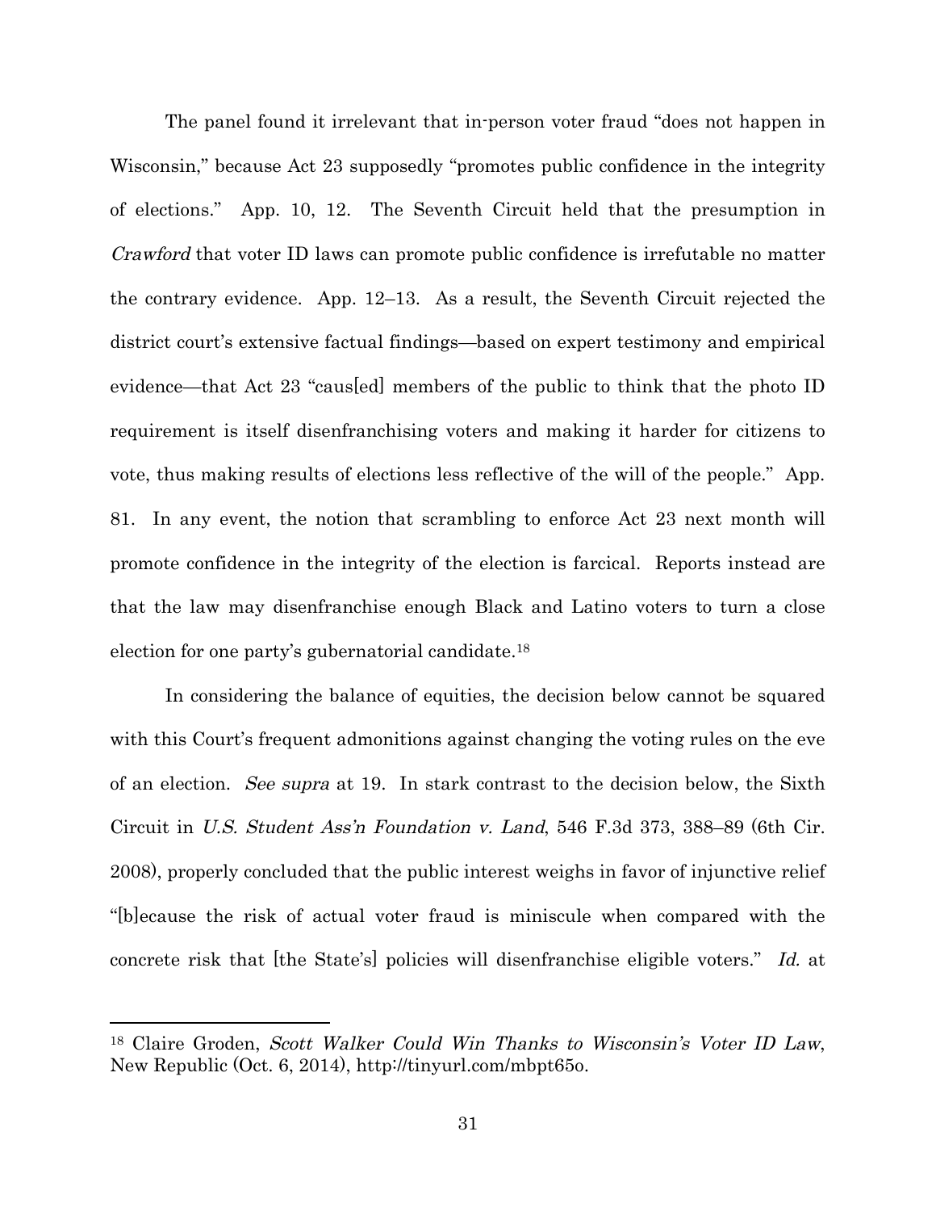The panel found it irrelevant that in-person voter fraud "does not happen in Wisconsin," because Act 23 supposedly "promotes public confidence in the integrity of elections." App. 10, 12. The Seventh Circuit held that the presumption in *Crawford* that voter ID laws can promote public confidence is irrefutable no matter the contrary evidence. App. 12–13. As a result, the Seventh Circuit rejected the district court's extensive factual findings—based on expert testimony and empirical evidence—that Act 23 "caus[ed] members of the public to think that the photo ID requirement is itself disenfranchising voters and making it harder for citizens to vote, thus making results of elections less reflective of the will of the people." App. 81. In any event, the notion that scrambling to enforce Act 23 next month will promote confidence in the integrity of the election is farcical. Reports instead are that the law may disenfranchise enough Black and Latino voters to turn a close election for one party's gubernatorial candidate.[18]

In considering the balance of equities, the decision below cannot be squared with this Court's frequent admonitions against changing the voting rules on the eve of an election. *See supra* at 19. In stark contrast to the decision below, the Sixth Circuit in *U.S. Student Ass'n Foundation v. Land*, 546 F.3d 373, 388–89 (6th Cir. 2008), properly concluded that the public interest weighs in favor of injunctive relief "[b]ecause the risk of actual voter fraud is miniscule when compared with the concrete risk that [the State's] policies will disenfranchise eligible voters." *Id.* at

---

[18] Claire Groden, *Scott Walker Could Win Thanks to Wisconsin's Voter ID Law*, New Republic (Oct. 6, 2014), http://tinyurl.com/mbpt65o.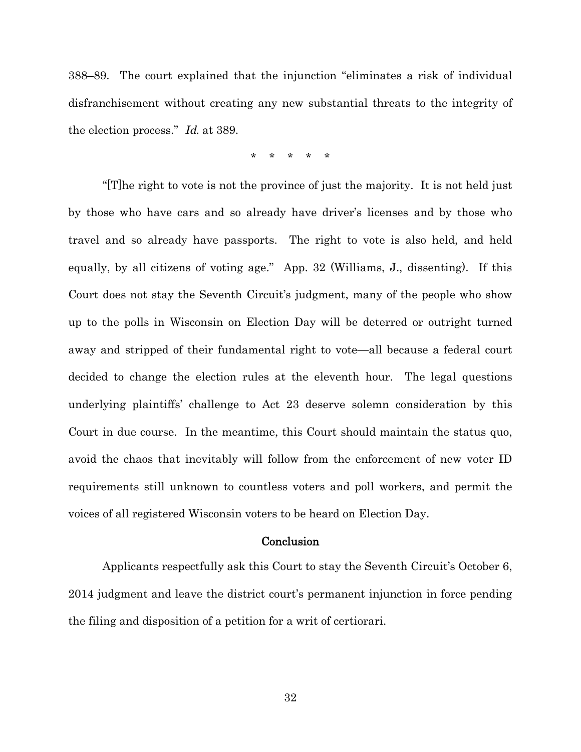388–89. The court explained that the injunction "eliminates a risk of individual disfranchisement without creating any new substantial threats to the integrity of the election process." *Id.* at 389.

\* \* \* \* \*

"[T]he right to vote is not the province of just the majority. It is not held just by those who have cars and so already have driver's licenses and by those who travel and so already have passports. The right to vote is also held, and held equally, by all citizens of voting age." App. 32 (Williams, J., dissenting). If this Court does not stay the Seventh Circuit's judgment, many of the people who show up to the polls in Wisconsin on Election Day will be deterred or outright turned away and stripped of their fundamental right to vote—all because a federal court decided to change the election rules at the eleventh hour. The legal questions underlying plaintiffs' challenge to Act 23 deserve solemn consideration by this Court in due course. In the meantime, this Court should maintain the status quo, avoid the chaos that inevitably will follow from the enforcement of new voter ID requirements still unknown to countless voters and poll workers, and permit the voices of all registered Wisconsin voters to be heard on Election Day.

## Conclusion

Applicants respectfully ask this Court to stay the Seventh Circuit's October 6, 2014 judgment and leave the district court's permanent injunction in force pending the filing and disposition of a petition for a writ of certiorari.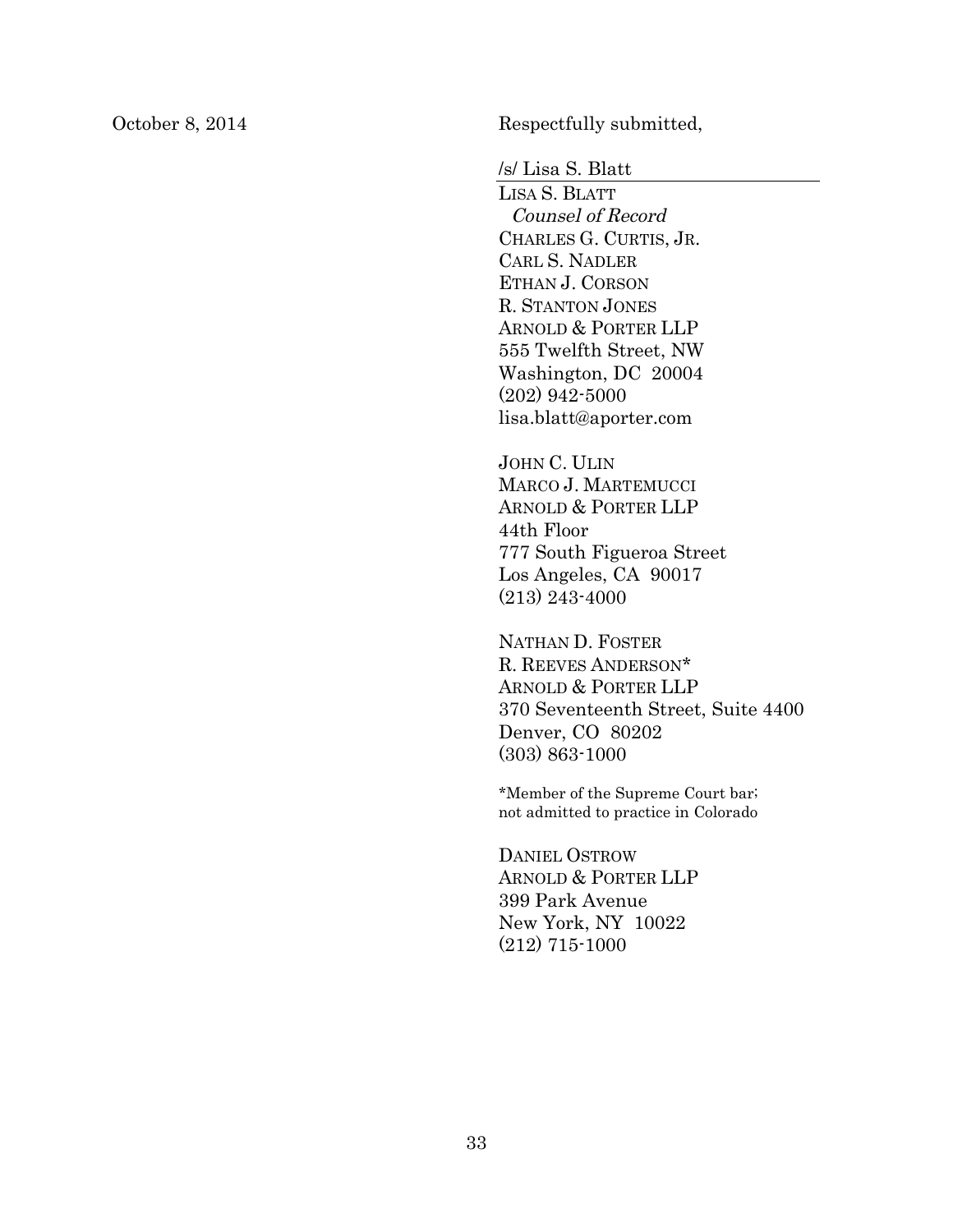October 8, 2014

Respectfully submitted,

/s/ Lisa S. Blatt

LISA S. BLATT
*Counsel of Record*
CHARLES G. CURTIS, JR.
CARL S. NADLER
ETHAN J. CORSON
R. STANTON JONES
ARNOLD & PORTER LLP
555 Twelfth Street, NW
Washington, DC 20004
(202) 942-5000
lisa.blatt@aporter.com

JOHN C. ULIN
MARCO J. MARTEMUCCI
ARNOLD & PORTER LLP
44th Floor
777 South Figueroa Street
Los Angeles, CA 90017
(213) 243-4000

NATHAN D. FOSTER
R. REEVES ANDERSON*
ARNOLD & PORTER LLP
370 Seventeenth Street, Suite 4400
Denver, CO 80202
(303) 863-1000

*Member of the Supreme Court bar; not admitted to practice in Colorado

DANIEL OSTROW
ARNOLD & PORTER LLP
399 Park Avenue
New York, NY 10022
(212) 715-1000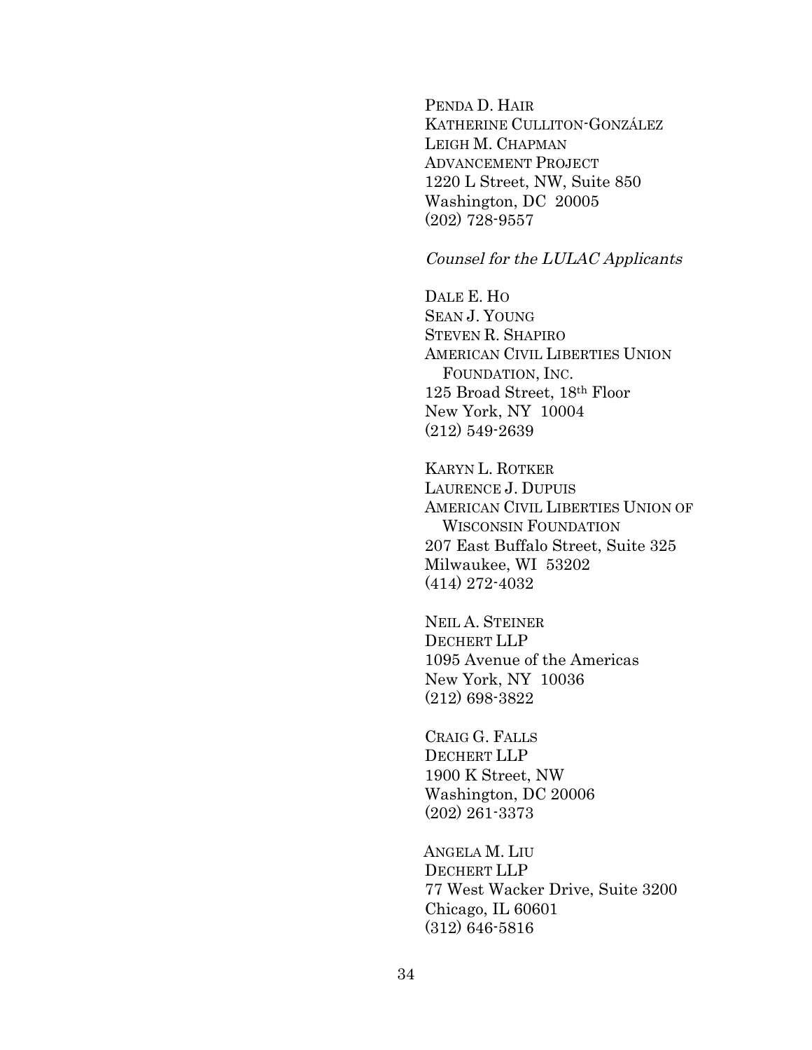PENDA D. HAIR
KATHERINE CULLITON-GONZÁLEZ
LEIGH M. CHAPMAN
ADVANCEMENT PROJECT
1220 L Street, NW, Suite 850
Washington, DC 20005
(202) 728-9557

*Counsel for the LULAC Applicants*

DALE E. HO
SEAN J. YOUNG
STEVEN R. SHAPIRO
AMERICAN CIVIL LIBERTIES UNION
FOUNDATION, INC.
125 Broad Street, 18th Floor
New York, NY 10004
(212) 549-2639

KARYN L. ROTKER
LAURENCE J. DUPUIS
AMERICAN CIVIL LIBERTIES UNION OF
WISCONSIN FOUNDATION
207 East Buffalo Street, Suite 325
Milwaukee, WI 53202
(414) 272-4032

NEIL A. STEINER
DECHERT LLP
1095 Avenue of the Americas
New York, NY 10036
(212) 698-3822

CRAIG G. FALLS
DECHERT LLP
1900 K Street, NW
Washington, DC 20006
(202) 261-3373

ANGELA M. LIU
DECHERT LLP
77 West Wacker Drive, Suite 3200
Chicago, IL 60601
(312) 646-5816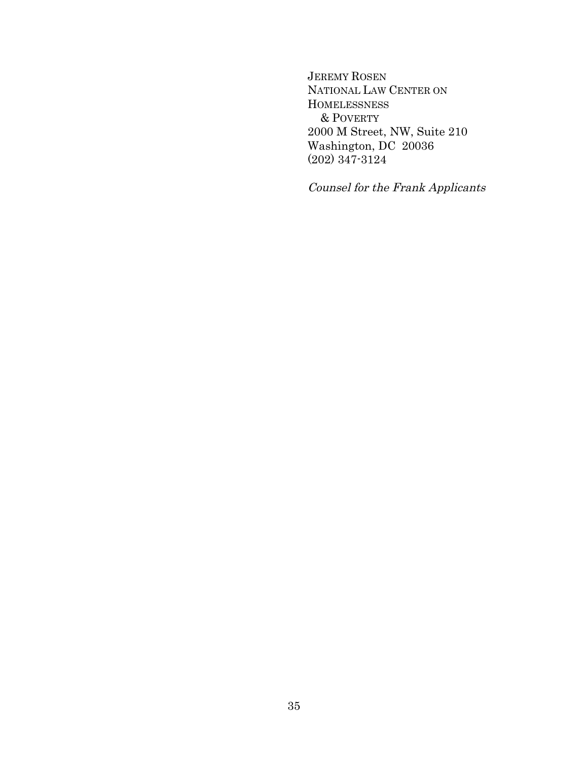JEREMY ROSEN
NATIONAL LAW CENTER ON
HOMELESSNESS
& POVERTY
2000 M Street, NW, Suite 210
Washington, DC 20036
(202) 347-3124

*Counsel for the Frank Applicants*